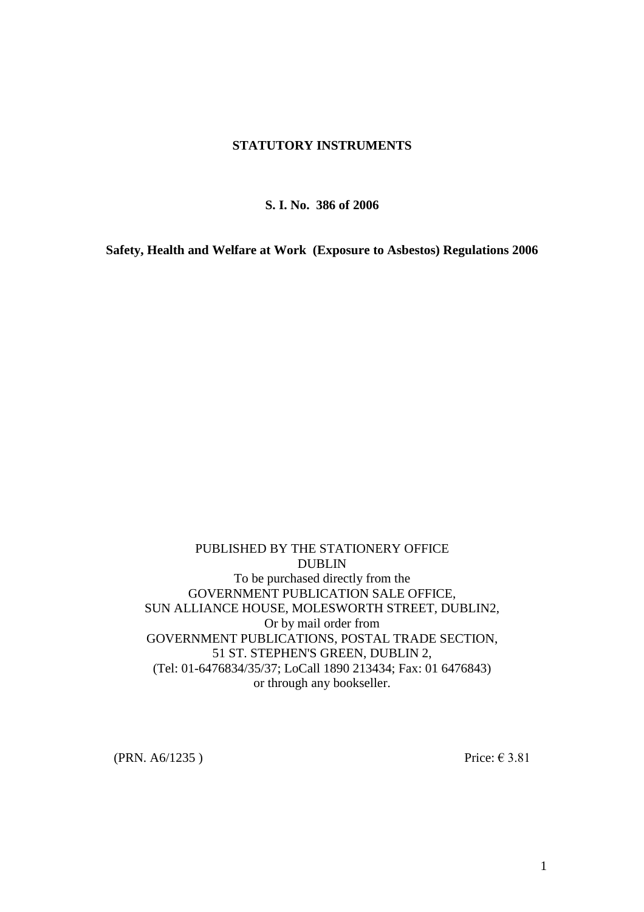**STATUTORY INSTRUMENTS**

**S. I. No. 386 of 2006**

**Safety, Health and Welfare at Work (Exposure to Asbestos) Regulations 2006**

PUBLISHED BY THE STATIONERY OFFICE
DUBLIN
To be purchased directly from the
GOVERNMENT PUBLICATION SALE OFFICE,
SUN ALLIANCE HOUSE, MOLESWORTH STREET, DUBLIN2,
Or by mail order from
GOVERNMENT PUBLICATIONS, POSTAL TRADE SECTION,
51 ST. STEPHEN'S GREEN, DUBLIN 2,
(Tel: 01-6476834/35/37; LoCall 1890 213434; Fax: 01 6476843)
or through any bookseller.

(PRN. A6/1235 )

Price: € 3.81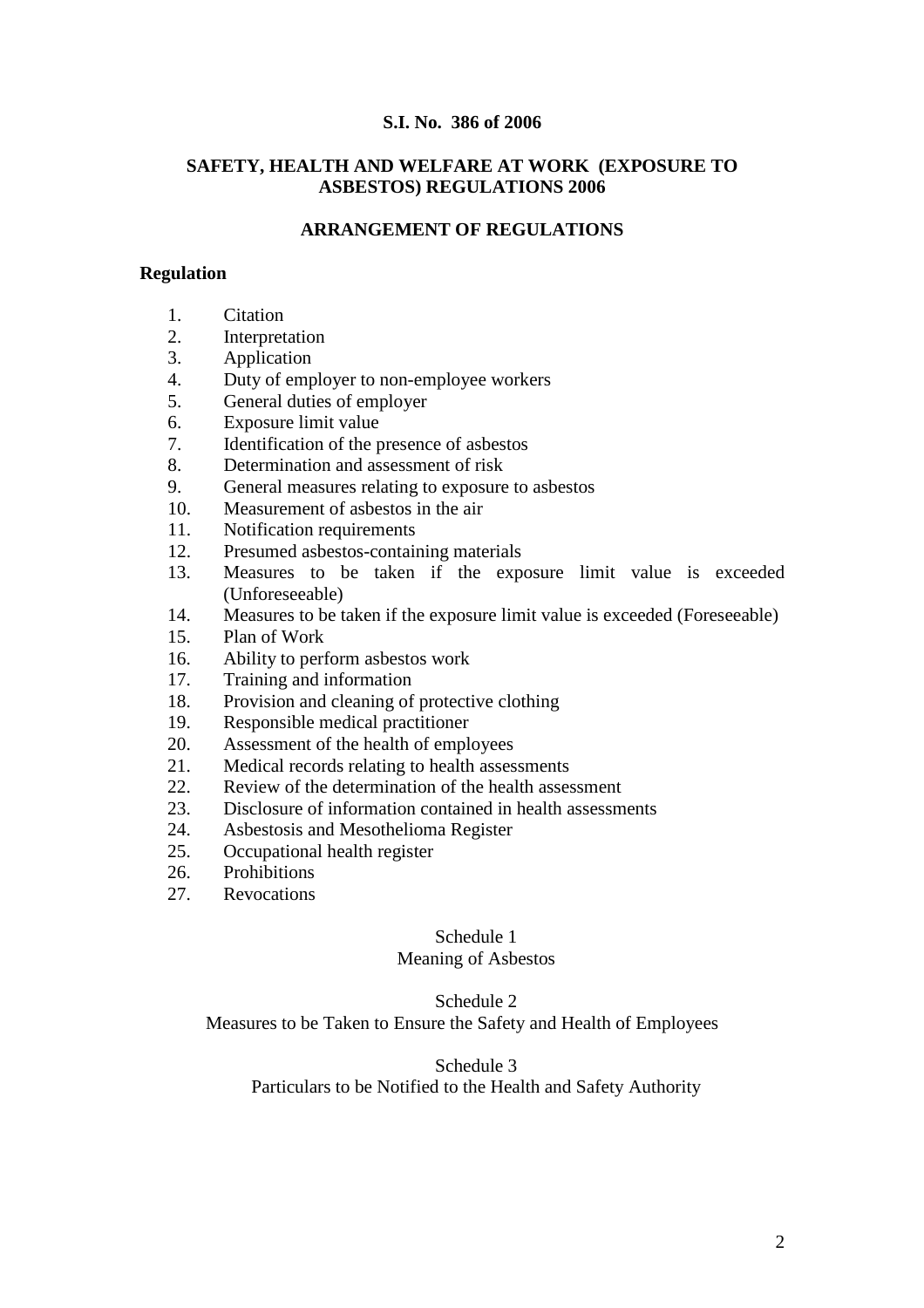**S.I. No. 386 of 2006**

**SAFETY, HEALTH AND WELFARE AT WORK (EXPOSURE TO ASBESTOS) REGULATIONS 2006**

**ARRANGEMENT OF REGULATIONS**

**Regulation**

1. Citation
2. Interpretation
3. Application
4. Duty of employer to non-employee workers
5. General duties of employer
6. Exposure limit value
7. Identification of the presence of asbestos
8. Determination and assessment of risk
9. General measures relating to exposure to asbestos
10. Measurement of asbestos in the air
11. Notification requirements
12. Presumed asbestos-containing materials
13. Measures to be taken if the exposure limit value is exceeded (Unforeseeable)
14. Measures to be taken if the exposure limit value is exceeded (Foreseeable)
15. Plan of Work
16. Ability to perform asbestos work
17. Training and information
18. Provision and cleaning of protective clothing
19. Responsible medical practitioner
20. Assessment of the health of employees
21. Medical records relating to health assessments
22. Review of the determination of the health assessment
23. Disclosure of information contained in health assessments
24. Asbestosis and Mesothelioma Register
25. Occupational health register
26. Prohibitions
27. Revocations

Schedule 1
Meaning of Asbestos

Schedule 2
Measures to be Taken to Ensure the Safety and Health of Employees

Schedule 3
Particulars to be Notified to the Health and Safety Authority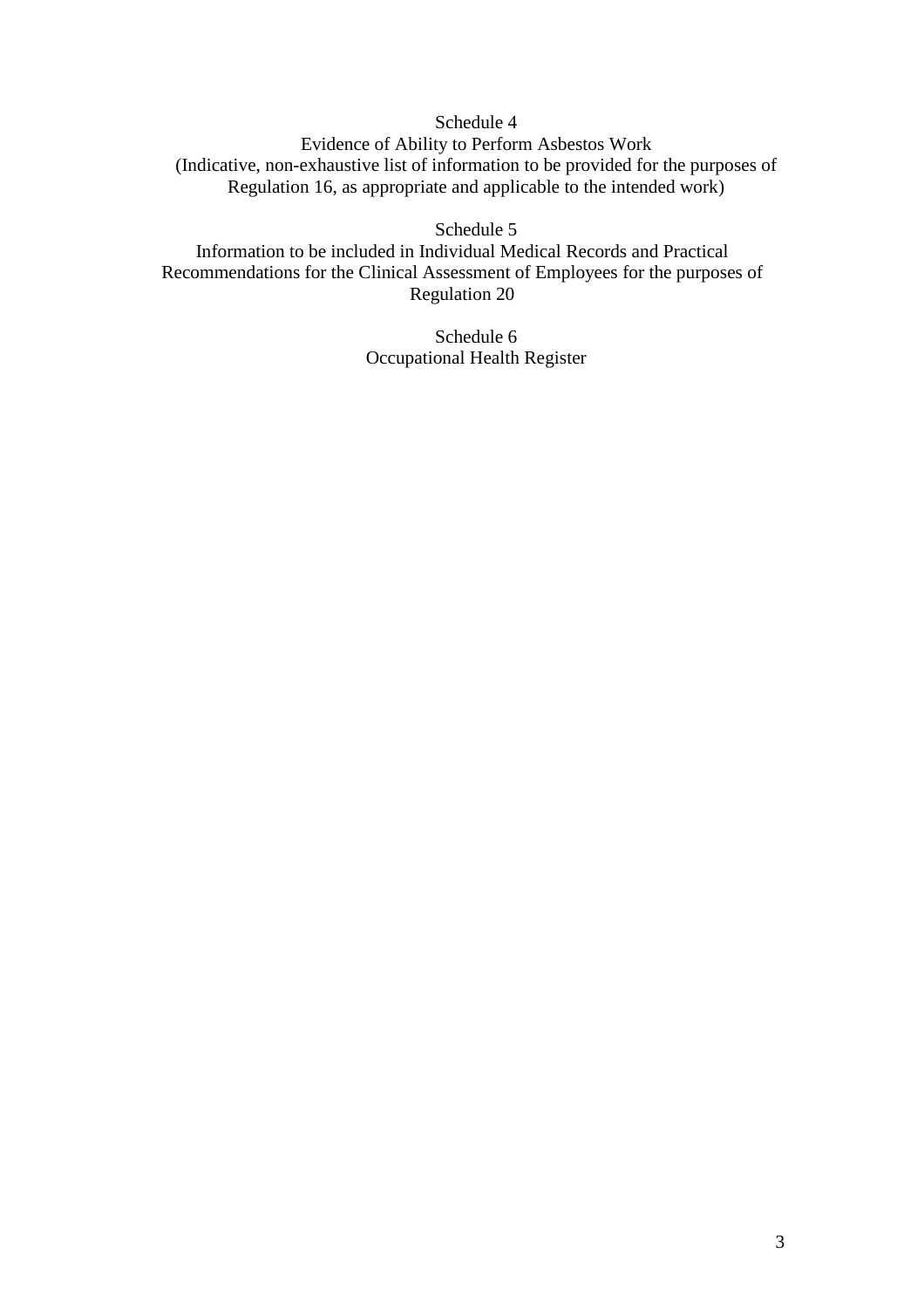Schedule 4
Evidence of Ability to Perform Asbestos Work
(Indicative, non-exhaustive list of information to be provided for the purposes of Regulation 16, as appropriate and applicable to the intended work)

Schedule 5
Information to be included in Individual Medical Records and Practical Recommendations for the Clinical Assessment of Employees for the purposes of Regulation 20

Schedule 6
Occupational Health Register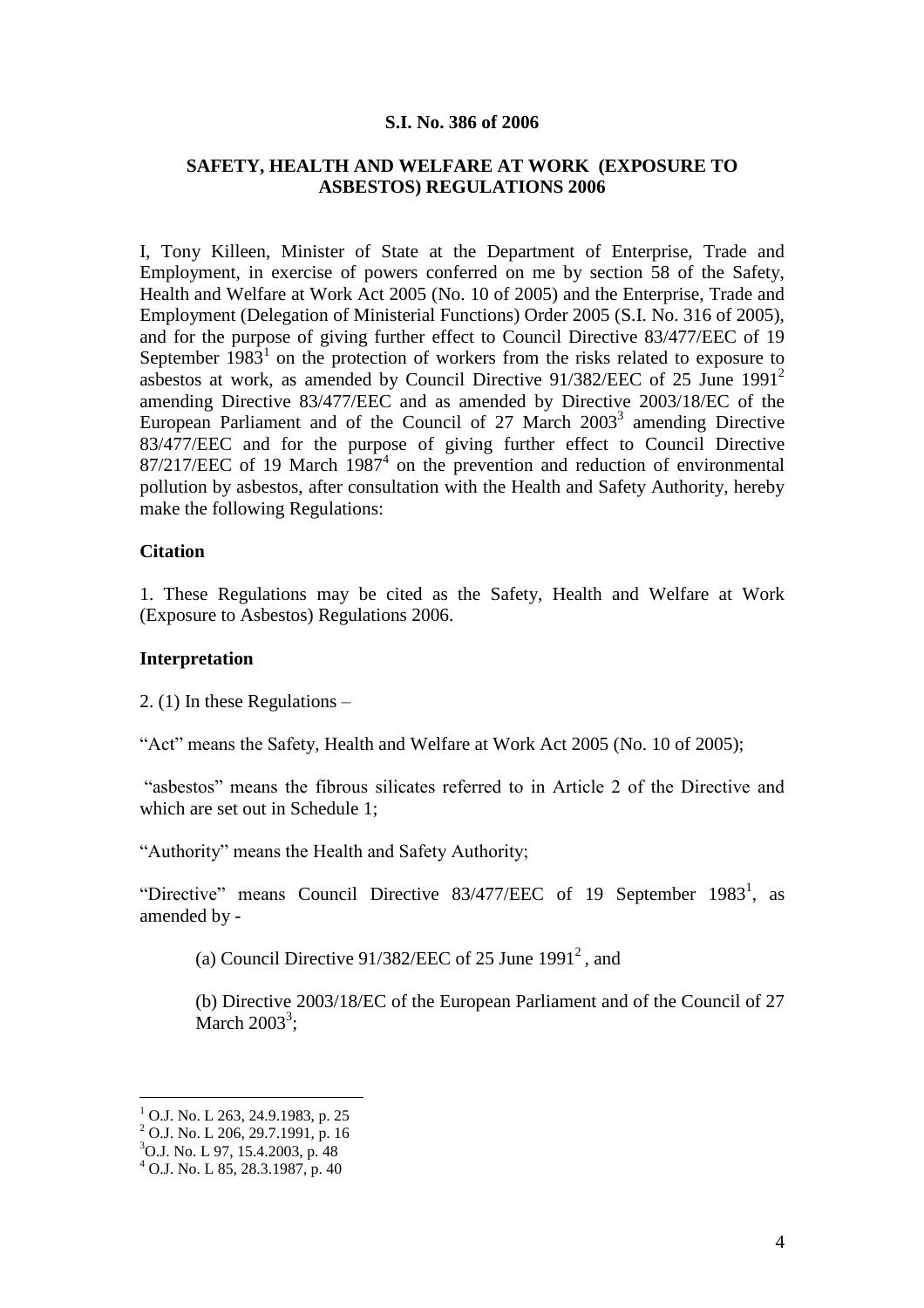**S.I. No. 386 of 2006**

**SAFETY, HEALTH AND WELFARE AT WORK (EXPOSURE TO ASBESTOS) REGULATIONS 2006**

I, Tony Killeen, Minister of State at the Department of Enterprise, Trade and Employment, in exercise of powers conferred on me by section 58 of the Safety, Health and Welfare at Work Act 2005 (No. 10 of 2005) and the Enterprise, Trade and Employment (Delegation of Ministerial Functions) Order 2005 (S.I. No. 316 of 2005), and for the purpose of giving further effect to Council Directive 83/477/EEC of 19 September 1983[1] on the protection of workers from the risks related to exposure to asbestos at work, as amended by Council Directive 91/382/EEC of 25 June 1991[2] amending Directive 83/477/EEC and as amended by Directive 2003/18/EC of the European Parliament and of the Council of 27 March 2003[3] amending Directive 83/477/EEC and for the purpose of giving further effect to Council Directive 87/217/EEC of 19 March 1987[4] on the prevention and reduction of environmental pollution by asbestos, after consultation with the Health and Safety Authority, hereby make the following Regulations:

**Citation**

1. These Regulations may be cited as the Safety, Health and Welfare at Work (Exposure to Asbestos) Regulations 2006.

**Interpretation**

2. (1) In these Regulations –

"Act" means the Safety, Health and Welfare at Work Act 2005 (No. 10 of 2005);

"asbestos" means the fibrous silicates referred to in Article 2 of the Directive and which are set out in Schedule 1;

"Authority" means the Health and Safety Authority;

"Directive" means Council Directive 83/477/EEC of 19 September 1983[1], as amended by -

(a) Council Directive 91/382/EEC of 25 June 1991[2], and

(b) Directive 2003/18/EC of the European Parliament and of the Council of 27 March 2003[3];

---

[1] O.J. No. L 263, 24.9.1983, p. 25
[2] O.J. No. L 206, 29.7.1991, p. 16
[3] O.J. No. L 97, 15.4.2003, p. 48
[4] O.J. No. L 85, 28.3.1987, p. 40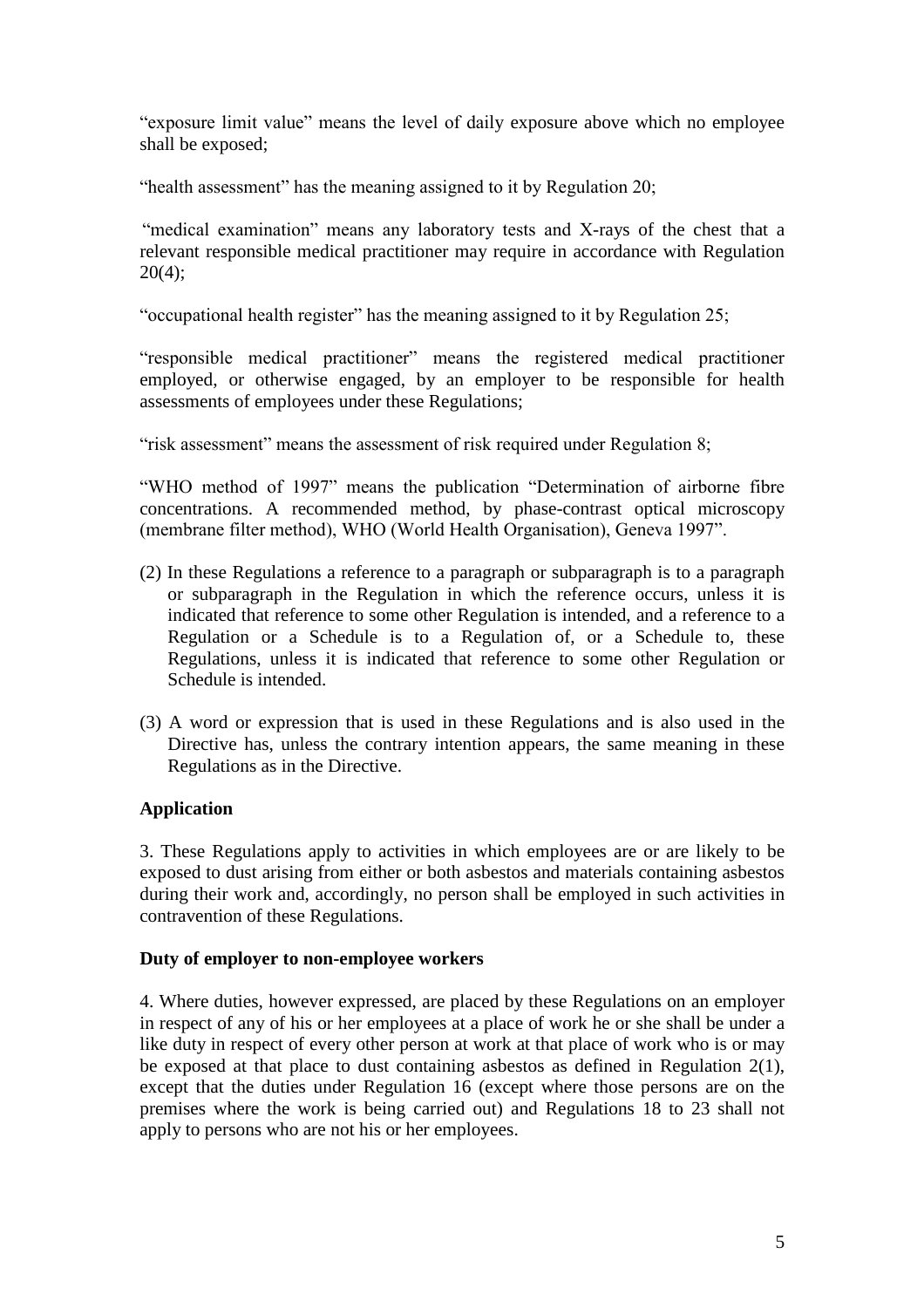"exposure limit value" means the level of daily exposure above which no employee shall be exposed;

"health assessment" has the meaning assigned to it by Regulation 20;

"medical examination" means any laboratory tests and X-rays of the chest that a relevant responsible medical practitioner may require in accordance with Regulation 20(4);

"occupational health register" has the meaning assigned to it by Regulation 25;

"responsible medical practitioner" means the registered medical practitioner employed, or otherwise engaged, by an employer to be responsible for health assessments of employees under these Regulations;

"risk assessment" means the assessment of risk required under Regulation 8;

"WHO method of 1997" means the publication "Determination of airborne fibre concentrations. A recommended method, by phase-contrast optical microscopy (membrane filter method), WHO (World Health Organisation), Geneva 1997".

(2) In these Regulations a reference to a paragraph or subparagraph is to a paragraph or subparagraph in the Regulation in which the reference occurs, unless it is indicated that reference to some other Regulation is intended, and a reference to a Regulation or a Schedule is to a Regulation of, or a Schedule to, these Regulations, unless it is indicated that reference to some other Regulation or Schedule is intended.

(3) A word or expression that is used in these Regulations and is also used in the Directive has, unless the contrary intention appears, the same meaning in these Regulations as in the Directive.

**Application**

3. These Regulations apply to activities in which employees are or are likely to be exposed to dust arising from either or both asbestos and materials containing asbestos during their work and, accordingly, no person shall be employed in such activities in contravention of these Regulations.

**Duty of employer to non-employee workers**

4. Where duties, however expressed, are placed by these Regulations on an employer in respect of any of his or her employees at a place of work he or she shall be under a like duty in respect of every other person at work at that place of work who is or may be exposed at that place to dust containing asbestos as defined in Regulation 2(1), except that the duties under Regulation 16 (except where those persons are on the premises where the work is being carried out) and Regulations 18 to 23 shall not apply to persons who are not his or her employees.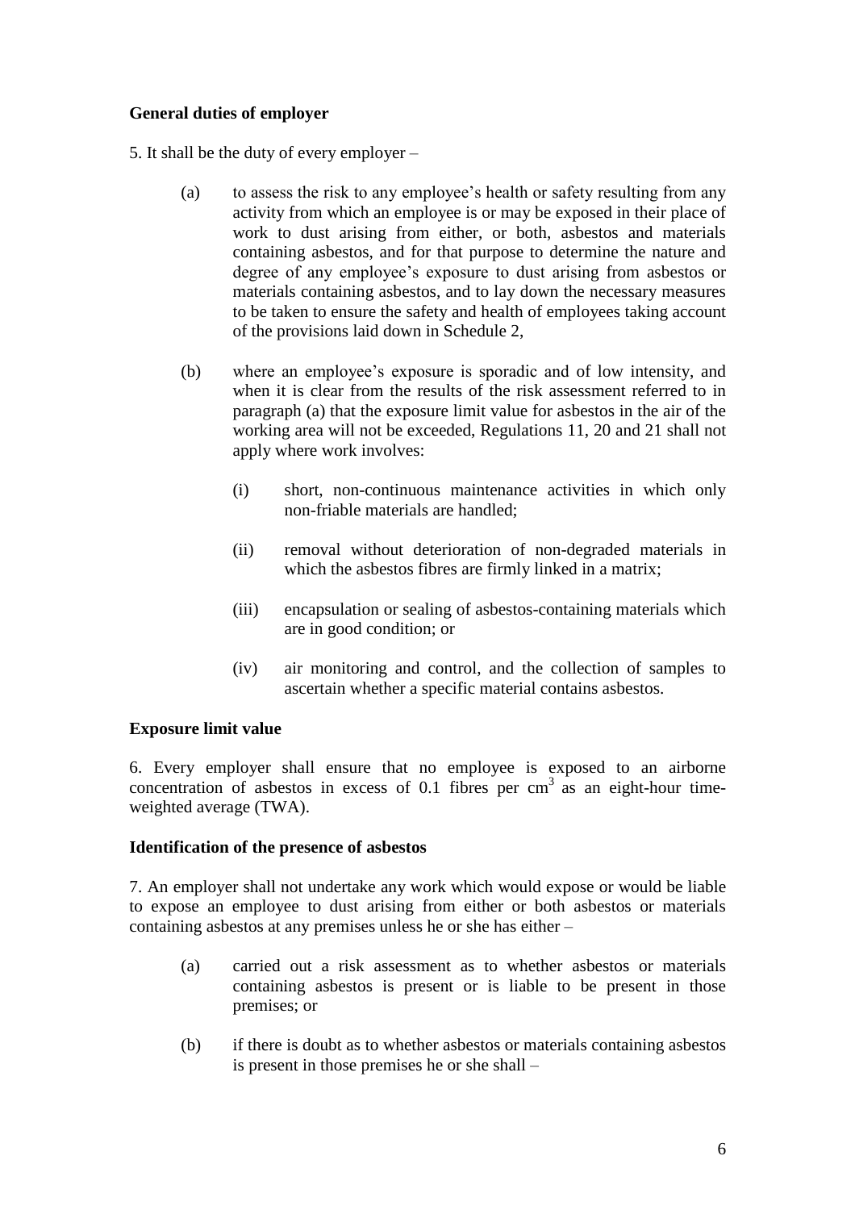**General duties of employer**

5. It shall be the duty of every employer –

(a) to assess the risk to any employee's health or safety resulting from any activity from which an employee is or may be exposed in their place of work to dust arising from either, or both, asbestos and materials containing asbestos, and for that purpose to determine the nature and degree of any employee's exposure to dust arising from asbestos or materials containing asbestos, and to lay down the necessary measures to be taken to ensure the safety and health of employees taking account of the provisions laid down in Schedule 2,

(b) where an employee's exposure is sporadic and of low intensity, and when it is clear from the results of the risk assessment referred to in paragraph (a) that the exposure limit value for asbestos in the air of the working area will not be exceeded, Regulations 11, 20 and 21 shall not apply where work involves:

  (i) short, non-continuous maintenance activities in which only non-friable materials are handled;

  (ii) removal without deterioration of non-degraded materials in which the asbestos fibres are firmly linked in a matrix;

  (iii) encapsulation or sealing of asbestos-containing materials which are in good condition; or

  (iv) air monitoring and control, and the collection of samples to ascertain whether a specific material contains asbestos.

**Exposure limit value**

6. Every employer shall ensure that no employee is exposed to an airborne concentration of asbestos in excess of 0.1 fibres per $cm^3$ as an eight-hour time-weighted average (TWA).

**Identification of the presence of asbestos**

7. An employer shall not undertake any work which would expose or would be liable to expose an employee to dust arising from either or both asbestos or materials containing asbestos at any premises unless he or she has either –

(a) carried out a risk assessment as to whether asbestos or materials containing asbestos is present or is liable to be present in those premises; or

(b) if there is doubt as to whether asbestos or materials containing asbestos is present in those premises he or she shall –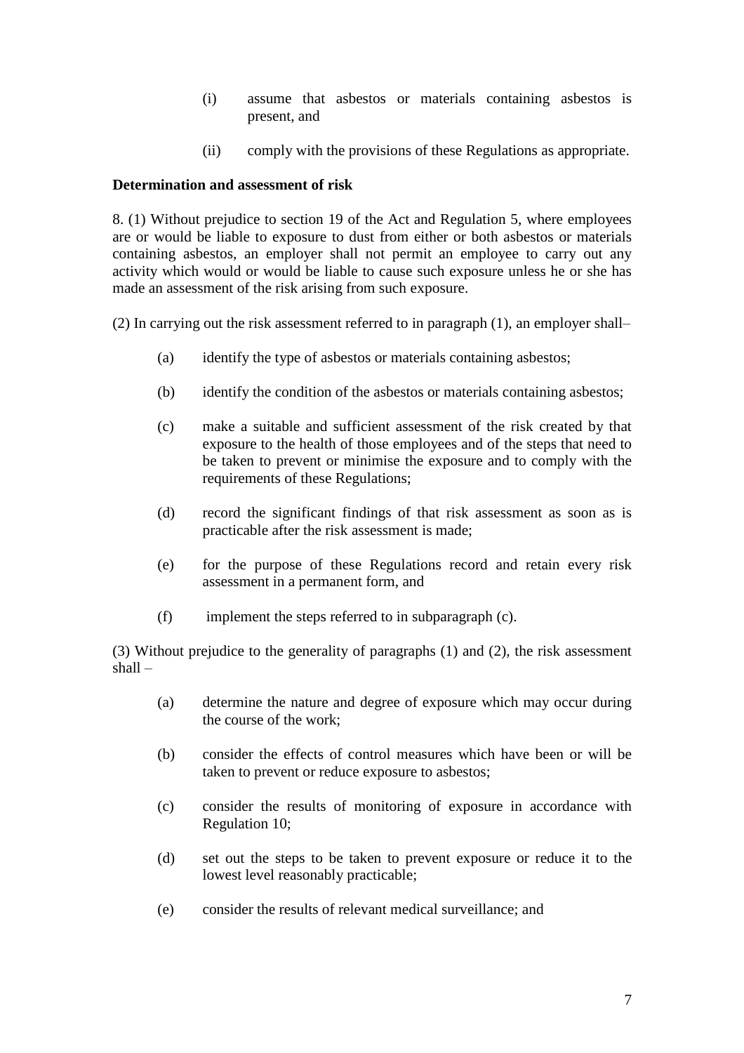(i) assume that asbestos or materials containing asbestos is present, and

(ii) comply with the provisions of these Regulations as appropriate.

**Determination and assessment of risk**

8. (1) Without prejudice to section 19 of the Act and Regulation 5, where employees are or would be liable to exposure to dust from either or both asbestos or materials containing asbestos, an employer shall not permit an employee to carry out any activity which would or would be liable to cause such exposure unless he or she has made an assessment of the risk arising from such exposure.

(2) In carrying out the risk assessment referred to in paragraph (1), an employer shall–

(a) identify the type of asbestos or materials containing asbestos;

(b) identify the condition of the asbestos or materials containing asbestos;

(c) make a suitable and sufficient assessment of the risk created by that exposure to the health of those employees and of the steps that need to be taken to prevent or minimise the exposure and to comply with the requirements of these Regulations;

(d) record the significant findings of that risk assessment as soon as is practicable after the risk assessment is made;

(e) for the purpose of these Regulations record and retain every risk assessment in a permanent form, and

(f) implement the steps referred to in subparagraph (c).

(3) Without prejudice to the generality of paragraphs (1) and (2), the risk assessment shall –

(a) determine the nature and degree of exposure which may occur during the course of the work;

(b) consider the effects of control measures which have been or will be taken to prevent or reduce exposure to asbestos;

(c) consider the results of monitoring of exposure in accordance with Regulation 10;

(d) set out the steps to be taken to prevent exposure or reduce it to the lowest level reasonably practicable;

(e) consider the results of relevant medical surveillance; and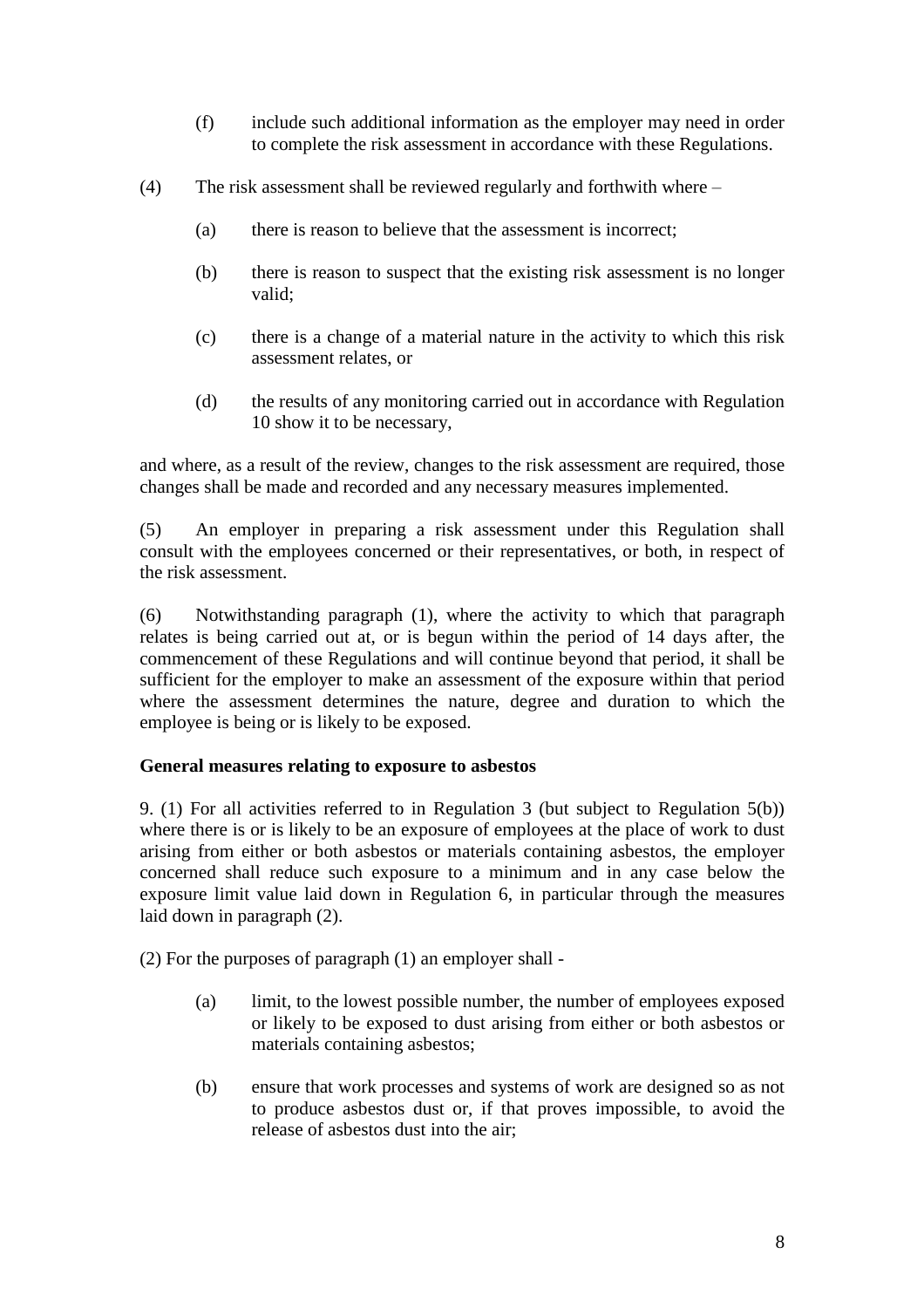(f) include such additional information as the employer may need in order to complete the risk assessment in accordance with these Regulations.

(4) The risk assessment shall be reviewed regularly and forthwith where –

(a) there is reason to believe that the assessment is incorrect;

(b) there is reason to suspect that the existing risk assessment is no longer valid;

(c) there is a change of a material nature in the activity to which this risk assessment relates, or

(d) the results of any monitoring carried out in accordance with Regulation 10 show it to be necessary,

and where, as a result of the review, changes to the risk assessment are required, those changes shall be made and recorded and any necessary measures implemented.

(5) An employer in preparing a risk assessment under this Regulation shall consult with the employees concerned or their representatives, or both, in respect of the risk assessment.

(6) Notwithstanding paragraph (1), where the activity to which that paragraph relates is being carried out at, or is begun within the period of 14 days after, the commencement of these Regulations and will continue beyond that period, it shall be sufficient for the employer to make an assessment of the exposure within that period where the assessment determines the nature, degree and duration to which the employee is being or is likely to be exposed.

**General measures relating to exposure to asbestos**

9. (1) For all activities referred to in Regulation 3 (but subject to Regulation 5(b)) where there is or is likely to be an exposure of employees at the place of work to dust arising from either or both asbestos or materials containing asbestos, the employer concerned shall reduce such exposure to a minimum and in any case below the exposure limit value laid down in Regulation 6, in particular through the measures laid down in paragraph (2).

(2) For the purposes of paragraph (1) an employer shall -

(a) limit, to the lowest possible number, the number of employees exposed or likely to be exposed to dust arising from either or both asbestos or materials containing asbestos;

(b) ensure that work processes and systems of work are designed so as not to produce asbestos dust or, if that proves impossible, to avoid the release of asbestos dust into the air;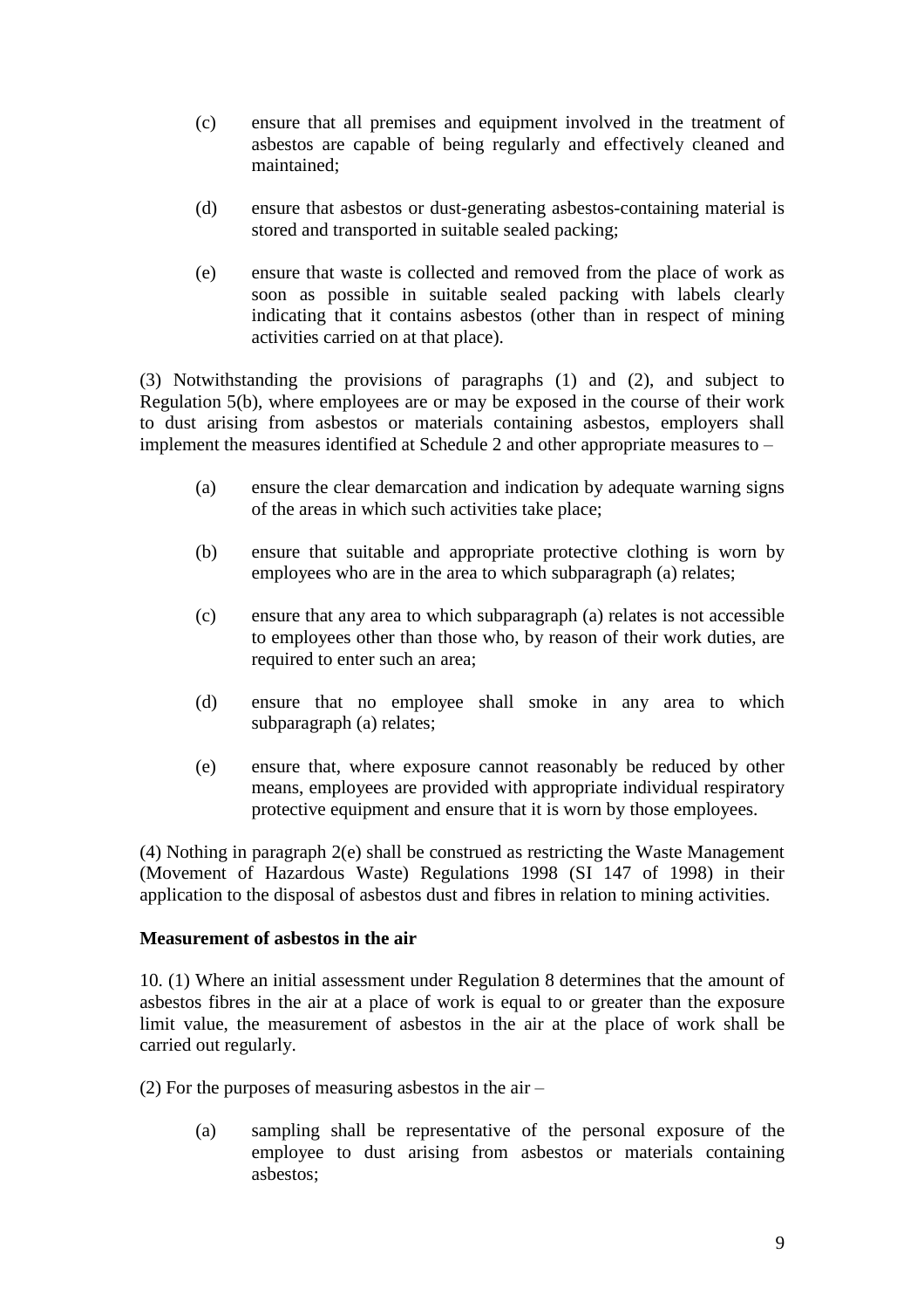(c) ensure that all premises and equipment involved in the treatment of asbestos are capable of being regularly and effectively cleaned and maintained;

(d) ensure that asbestos or dust-generating asbestos-containing material is stored and transported in suitable sealed packing;

(e) ensure that waste is collected and removed from the place of work as soon as possible in suitable sealed packing with labels clearly indicating that it contains asbestos (other than in respect of mining activities carried on at that place).

(3) Notwithstanding the provisions of paragraphs (1) and (2), and subject to Regulation 5(b), where employees are or may be exposed in the course of their work to dust arising from asbestos or materials containing asbestos, employers shall implement the measures identified at Schedule 2 and other appropriate measures to –

(a) ensure the clear demarcation and indication by adequate warning signs of the areas in which such activities take place;

(b) ensure that suitable and appropriate protective clothing is worn by employees who are in the area to which subparagraph (a) relates;

(c) ensure that any area to which subparagraph (a) relates is not accessible to employees other than those who, by reason of their work duties, are required to enter such an area;

(d) ensure that no employee shall smoke in any area to which subparagraph (a) relates;

(e) ensure that, where exposure cannot reasonably be reduced by other means, employees are provided with appropriate individual respiratory protective equipment and ensure that it is worn by those employees.

(4) Nothing in paragraph 2(e) shall be construed as restricting the Waste Management (Movement of Hazardous Waste) Regulations 1998 (SI 147 of 1998) in their application to the disposal of asbestos dust and fibres in relation to mining activities.

**Measurement of asbestos in the air**

10. (1) Where an initial assessment under Regulation 8 determines that the amount of asbestos fibres in the air at a place of work is equal to or greater than the exposure limit value, the measurement of asbestos in the air at the place of work shall be carried out regularly.

(2) For the purposes of measuring asbestos in the air –

(a) sampling shall be representative of the personal exposure of the employee to dust arising from asbestos or materials containing asbestos;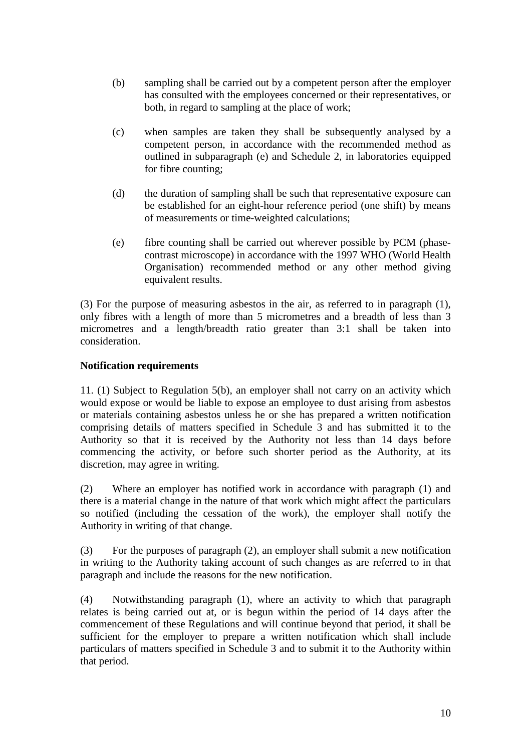(b) sampling shall be carried out by a competent person after the employer has consulted with the employees concerned or their representatives, or both, in regard to sampling at the place of work;

(c) when samples are taken they shall be subsequently analysed by a competent person, in accordance with the recommended method as outlined in subparagraph (e) and Schedule 2, in laboratories equipped for fibre counting;

(d) the duration of sampling shall be such that representative exposure can be established for an eight-hour reference period (one shift) by means of measurements or time-weighted calculations;

(e) fibre counting shall be carried out wherever possible by PCM (phase-contrast microscope) in accordance with the 1997 WHO (World Health Organisation) recommended method or any other method giving equivalent results.

(3) For the purpose of measuring asbestos in the air, as referred to in paragraph (1), only fibres with a length of more than 5 micrometres and a breadth of less than 3 micrometres and a length/breadth ratio greater than 3:1 shall be taken into consideration.

**Notification requirements**

11. (1) Subject to Regulation 5(b), an employer shall not carry on an activity which would expose or would be liable to expose an employee to dust arising from asbestos or materials containing asbestos unless he or she has prepared a written notification comprising details of matters specified in Schedule 3 and has submitted it to the Authority so that it is received by the Authority not less than 14 days before commencing the activity, or before such shorter period as the Authority, at its discretion, may agree in writing.

(2) Where an employer has notified work in accordance with paragraph (1) and there is a material change in the nature of that work which might affect the particulars so notified (including the cessation of the work), the employer shall notify the Authority in writing of that change.

(3) For the purposes of paragraph (2), an employer shall submit a new notification in writing to the Authority taking account of such changes as are referred to in that paragraph and include the reasons for the new notification.

(4) Notwithstanding paragraph (1), where an activity to which that paragraph relates is being carried out at, or is begun within the period of 14 days after the commencement of these Regulations and will continue beyond that period, it shall be sufficient for the employer to prepare a written notification which shall include particulars of matters specified in Schedule 3 and to submit it to the Authority within that period.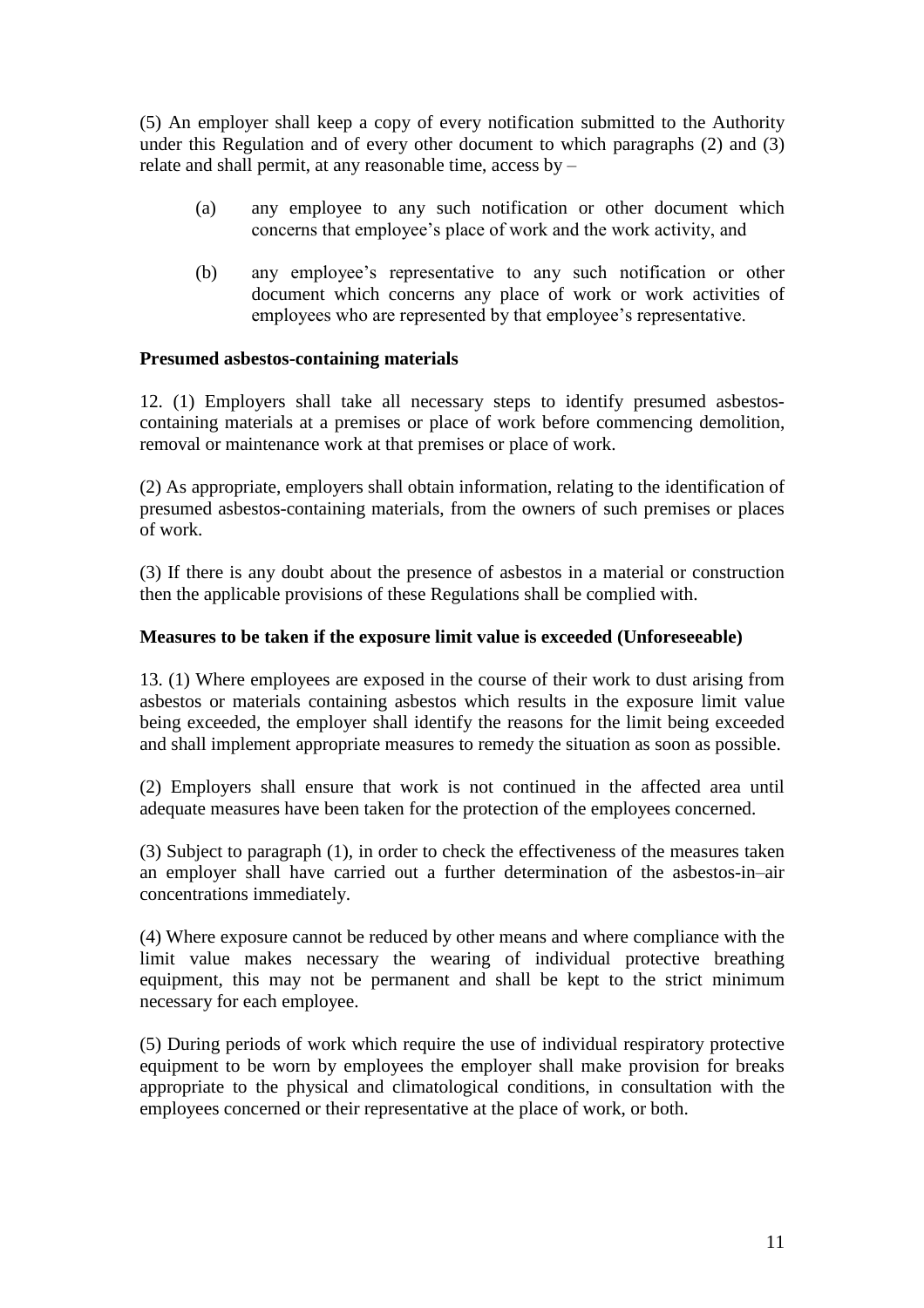(5) An employer shall keep a copy of every notification submitted to the Authority under this Regulation and of every other document to which paragraphs (2) and (3) relate and shall permit, at any reasonable time, access by –

(a) any employee to any such notification or other document which concerns that employee's place of work and the work activity, and

(b) any employee's representative to any such notification or other document which concerns any place of work or work activities of employees who are represented by that employee's representative.

**Presumed asbestos-containing materials**

12. (1) Employers shall take all necessary steps to identify presumed asbestos-containing materials at a premises or place of work before commencing demolition, removal or maintenance work at that premises or place of work.

(2) As appropriate, employers shall obtain information, relating to the identification of presumed asbestos-containing materials, from the owners of such premises or places of work.

(3) If there is any doubt about the presence of asbestos in a material or construction then the applicable provisions of these Regulations shall be complied with.

**Measures to be taken if the exposure limit value is exceeded (Unforeseeable)**

13. (1) Where employees are exposed in the course of their work to dust arising from asbestos or materials containing asbestos which results in the exposure limit value being exceeded, the employer shall identify the reasons for the limit being exceeded and shall implement appropriate measures to remedy the situation as soon as possible.

(2) Employers shall ensure that work is not continued in the affected area until adequate measures have been taken for the protection of the employees concerned.

(3) Subject to paragraph (1), in order to check the effectiveness of the measures taken an employer shall have carried out a further determination of the asbestos-in–air concentrations immediately.

(4) Where exposure cannot be reduced by other means and where compliance with the limit value makes necessary the wearing of individual protective breathing equipment, this may not be permanent and shall be kept to the strict minimum necessary for each employee.

(5) During periods of work which require the use of individual respiratory protective equipment to be worn by employees the employer shall make provision for breaks appropriate to the physical and climatological conditions, in consultation with the employees concerned or their representative at the place of work, or both.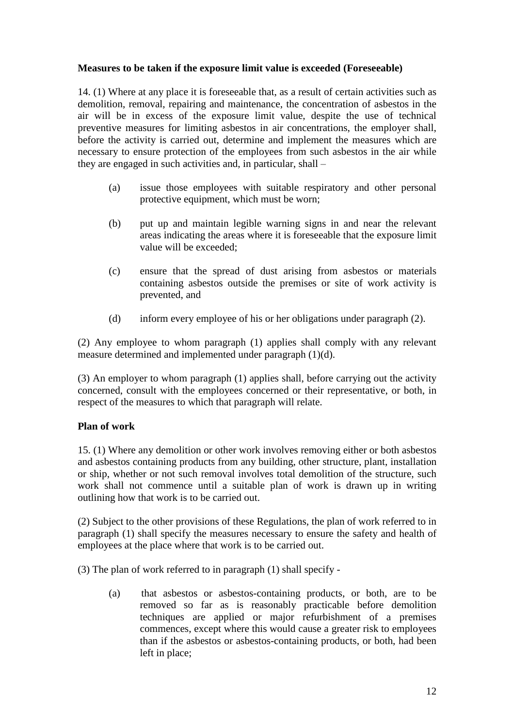**Measures to be taken if the exposure limit value is exceeded (Foreseeable)**

14. (1) Where at any place it is foreseeable that, as a result of certain activities such as demolition, removal, repairing and maintenance, the concentration of asbestos in the air will be in excess of the exposure limit value, despite the use of technical preventive measures for limiting asbestos in air concentrations, the employer shall, before the activity is carried out, determine and implement the measures which are necessary to ensure protection of the employees from such asbestos in the air while they are engaged in such activities and, in particular, shall –

- (a) issue those employees with suitable respiratory and other personal protective equipment, which must be worn;
- (b) put up and maintain legible warning signs in and near the relevant areas indicating the areas where it is foreseeable that the exposure limit value will be exceeded;
- (c) ensure that the spread of dust arising from asbestos or materials containing asbestos outside the premises or site of work activity is prevented, and
- (d) inform every employee of his or her obligations under paragraph (2).

(2) Any employee to whom paragraph (1) applies shall comply with any relevant measure determined and implemented under paragraph (1)(d).

(3) An employer to whom paragraph (1) applies shall, before carrying out the activity concerned, consult with the employees concerned or their representative, or both, in respect of the measures to which that paragraph will relate.

**Plan of work**

15. (1) Where any demolition or other work involves removing either or both asbestos and asbestos containing products from any building, other structure, plant, installation or ship, whether or not such removal involves total demolition of the structure, such work shall not commence until a suitable plan of work is drawn up in writing outlining how that work is to be carried out.

(2) Subject to the other provisions of these Regulations, the plan of work referred to in paragraph (1) shall specify the measures necessary to ensure the safety and health of employees at the place where that work is to be carried out.

(3) The plan of work referred to in paragraph (1) shall specify -

- (a) that asbestos or asbestos-containing products, or both, are to be removed so far as is reasonably practicable before demolition techniques are applied or major refurbishment of a premises commences, except where this would cause a greater risk to employees than if the asbestos or asbestos-containing products, or both, had been left in place;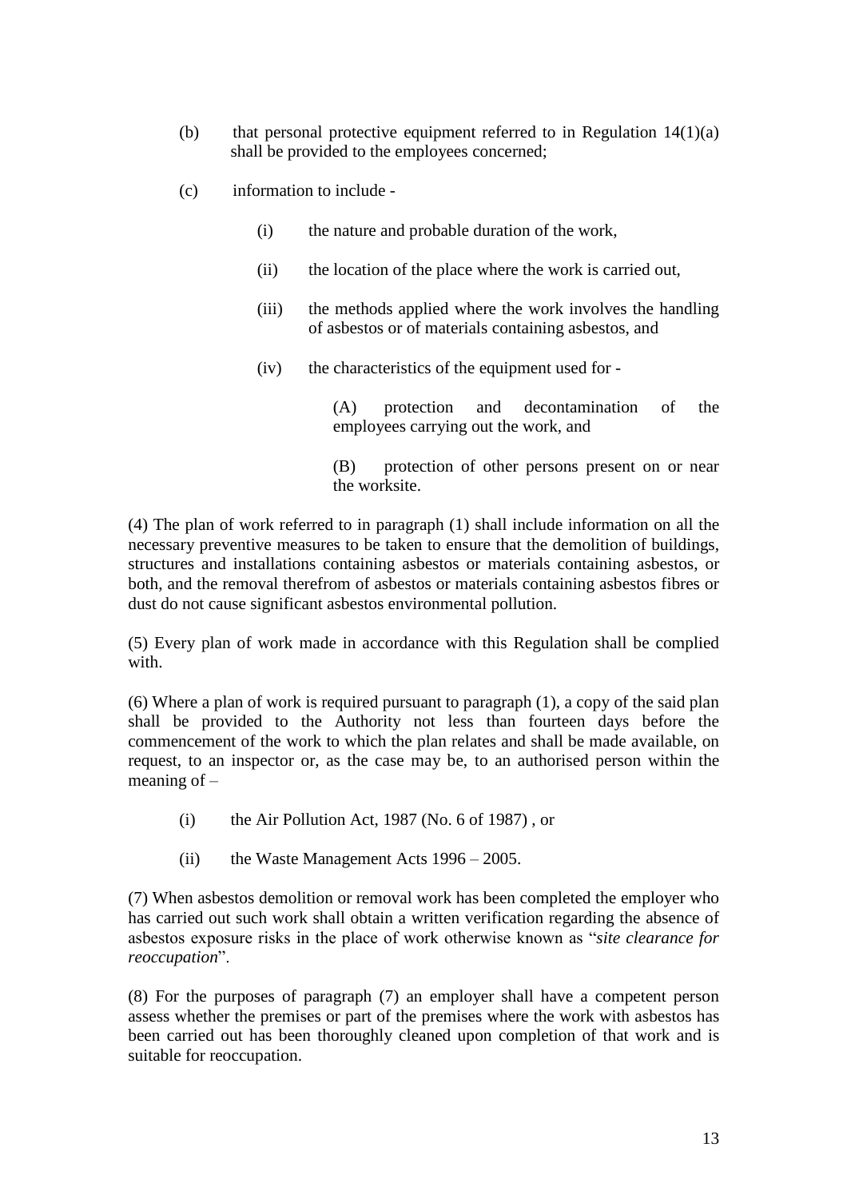(b) that personal protective equipment referred to in Regulation 14(1)(a) shall be provided to the employees concerned;

(c) information to include -

(i) the nature and probable duration of the work,

(ii) the location of the place where the work is carried out,

(iii) the methods applied where the work involves the handling of asbestos or of materials containing asbestos, and

(iv) the characteristics of the equipment used for -

(A) protection and decontamination of the employees carrying out the work, and

(B) protection of other persons present on or near the worksite.

(4) The plan of work referred to in paragraph (1) shall include information on all the necessary preventive measures to be taken to ensure that the demolition of buildings, structures and installations containing asbestos or materials containing asbestos, or both, and the removal therefrom of asbestos or materials containing asbestos fibres or dust do not cause significant asbestos environmental pollution.

(5) Every plan of work made in accordance with this Regulation shall be complied with.

(6) Where a plan of work is required pursuant to paragraph (1), a copy of the said plan shall be provided to the Authority not less than fourteen days before the commencement of the work to which the plan relates and shall be made available, on request, to an inspector or, as the case may be, to an authorised person within the meaning of –

(i) the Air Pollution Act, 1987 (No. 6 of 1987) , or

(ii) the Waste Management Acts 1996 – 2005.

(7) When asbestos demolition or removal work has been completed the employer who has carried out such work shall obtain a written verification regarding the absence of asbestos exposure risks in the place of work otherwise known as "*site clearance for reoccupation*".

(8) For the purposes of paragraph (7) an employer shall have a competent person assess whether the premises or part of the premises where the work with asbestos has been carried out has been thoroughly cleaned upon completion of that work and is suitable for reoccupation.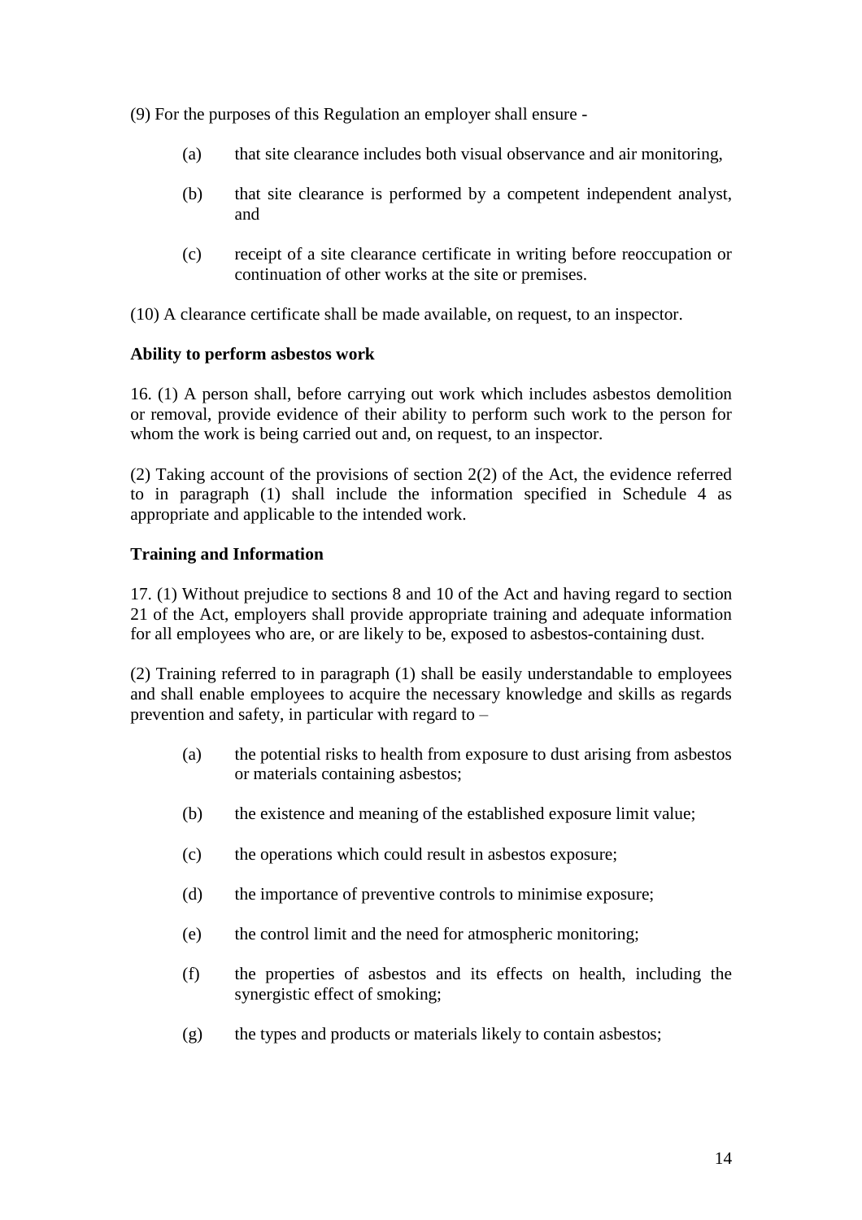(9) For the purposes of this Regulation an employer shall ensure -

(a) that site clearance includes both visual observance and air monitoring,

(b) that site clearance is performed by a competent independent analyst, and

(c) receipt of a site clearance certificate in writing before reoccupation or continuation of other works at the site or premises.

(10) A clearance certificate shall be made available, on request, to an inspector.

**Ability to perform asbestos work**

16. (1) A person shall, before carrying out work which includes asbestos demolition or removal, provide evidence of their ability to perform such work to the person for whom the work is being carried out and, on request, to an inspector.

(2) Taking account of the provisions of section 2(2) of the Act, the evidence referred to in paragraph (1) shall include the information specified in Schedule 4 as appropriate and applicable to the intended work.

**Training and Information**

17. (1) Without prejudice to sections 8 and 10 of the Act and having regard to section 21 of the Act, employers shall provide appropriate training and adequate information for all employees who are, or are likely to be, exposed to asbestos-containing dust.

(2) Training referred to in paragraph (1) shall be easily understandable to employees and shall enable employees to acquire the necessary knowledge and skills as regards prevention and safety, in particular with regard to –

(a) the potential risks to health from exposure to dust arising from asbestos or materials containing asbestos;

(b) the existence and meaning of the established exposure limit value;

(c) the operations which could result in asbestos exposure;

(d) the importance of preventive controls to minimise exposure;

(e) the control limit and the need for atmospheric monitoring;

(f) the properties of asbestos and its effects on health, including the synergistic effect of smoking;

(g) the types and products or materials likely to contain asbestos;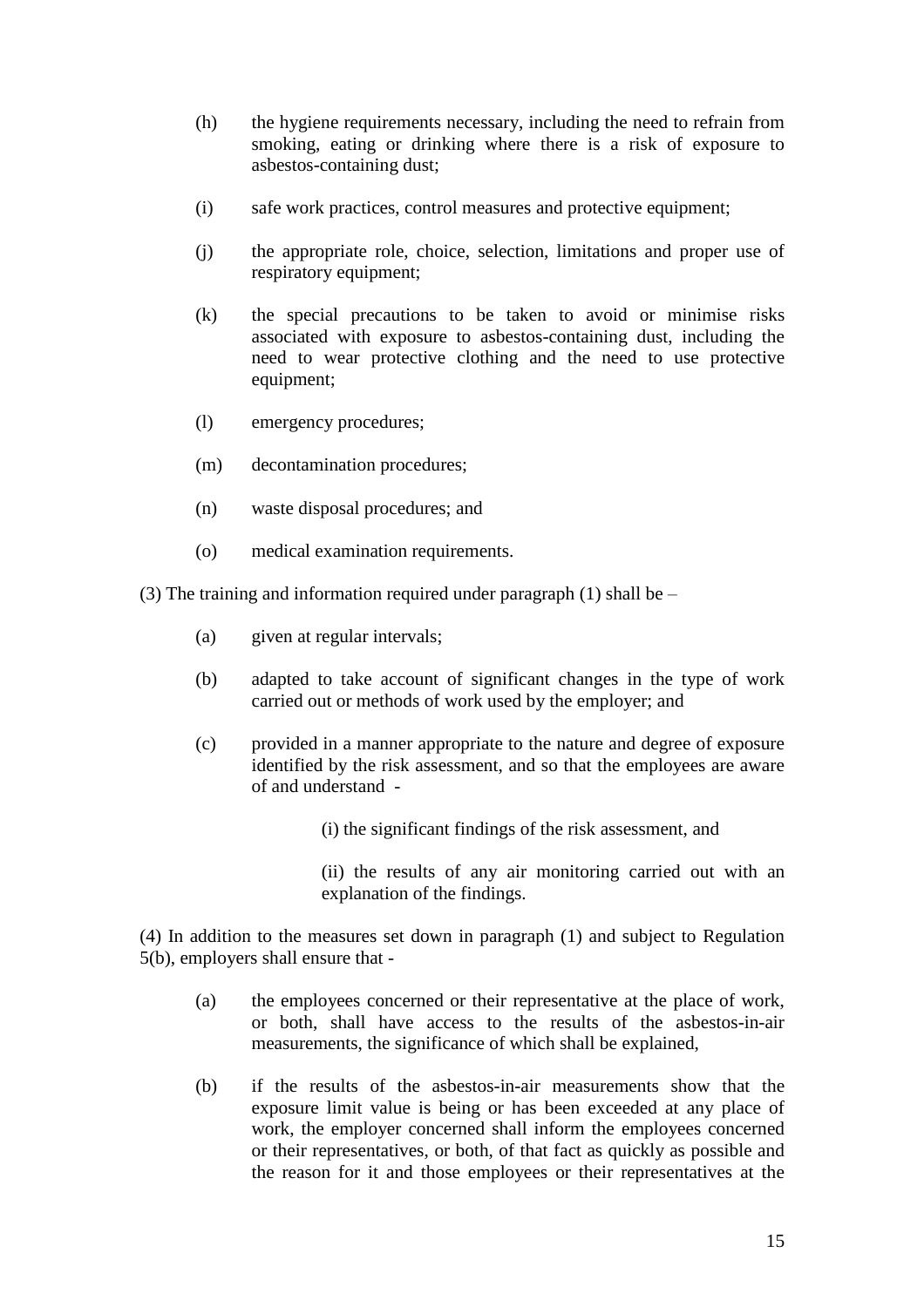(h) the hygiene requirements necessary, including the need to refrain from smoking, eating or drinking where there is a risk of exposure to asbestos-containing dust;

(i) safe work practices, control measures and protective equipment;

(j) the appropriate role, choice, selection, limitations and proper use of respiratory equipment;

(k) the special precautions to be taken to avoid or minimise risks associated with exposure to asbestos-containing dust, including the need to wear protective clothing and the need to use protective equipment;

(l) emergency procedures;

(m) decontamination procedures;

(n) waste disposal procedures; and

(o) medical examination requirements.

(3) The training and information required under paragraph (1) shall be –

(a) given at regular intervals;

(b) adapted to take account of significant changes in the type of work carried out or methods of work used by the employer; and

(c) provided in a manner appropriate to the nature and degree of exposure identified by the risk assessment, and so that the employees are aware of and understand -

(i) the significant findings of the risk assessment, and

(ii) the results of any air monitoring carried out with an explanation of the findings.

(4) In addition to the measures set down in paragraph (1) and subject to Regulation 5(b), employers shall ensure that -

(a) the employees concerned or their representative at the place of work, or both, shall have access to the results of the asbestos-in-air measurements, the significance of which shall be explained,

(b) if the results of the asbestos-in-air measurements show that the exposure limit value is being or has been exceeded at any place of work, the employer concerned shall inform the employees concerned or their representatives, or both, of that fact as quickly as possible and the reason for it and those employees or their representatives at the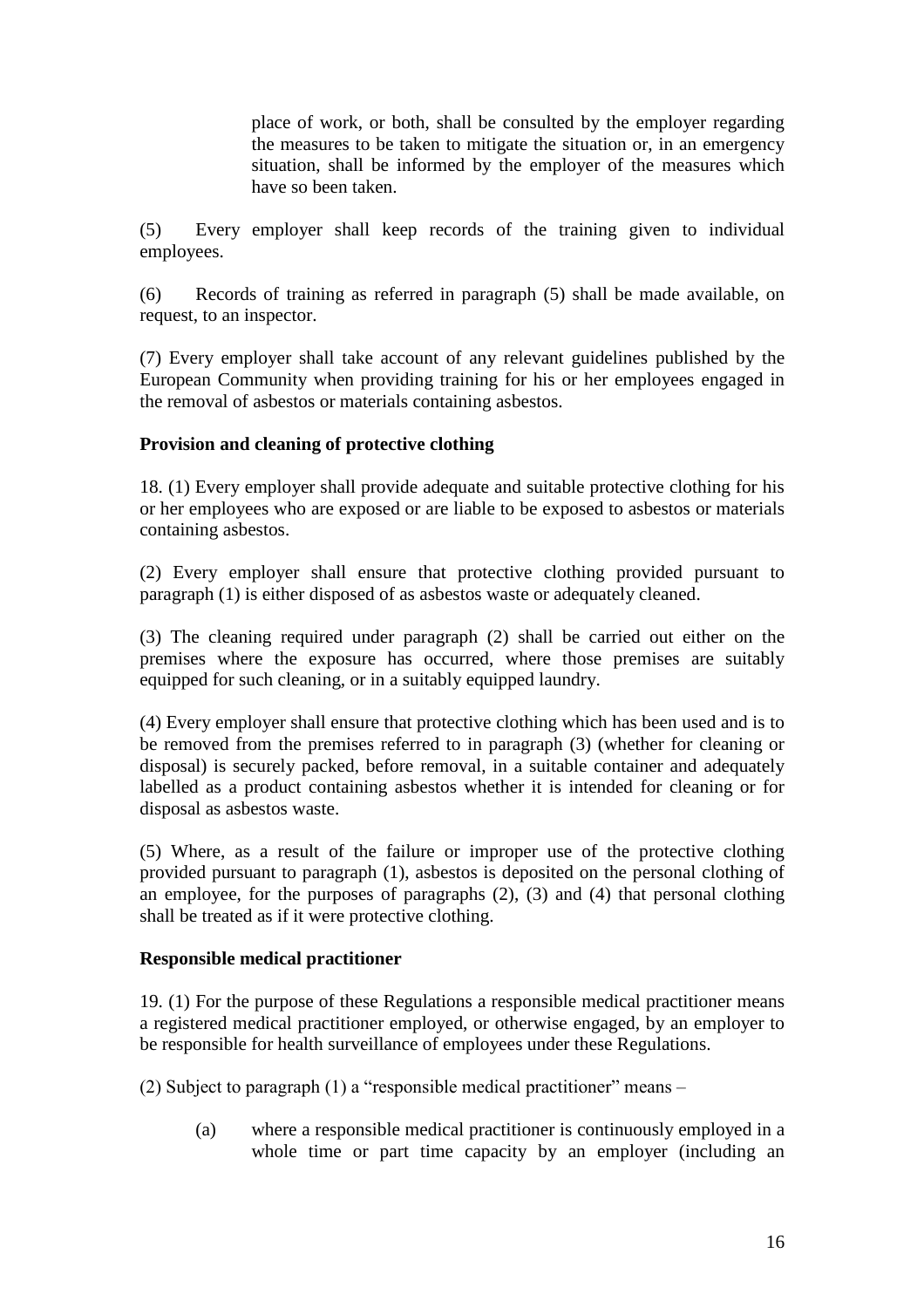place of work, or both, shall be consulted by the employer regarding the measures to be taken to mitigate the situation or, in an emergency situation, shall be informed by the employer of the measures which have so been taken.

(5) Every employer shall keep records of the training given to individual employees.

(6) Records of training as referred in paragraph (5) shall be made available, on request, to an inspector.

(7) Every employer shall take account of any relevant guidelines published by the European Community when providing training for his or her employees engaged in the removal of asbestos or materials containing asbestos.

**Provision and cleaning of protective clothing**

18. (1) Every employer shall provide adequate and suitable protective clothing for his or her employees who are exposed or are liable to be exposed to asbestos or materials containing asbestos.

(2) Every employer shall ensure that protective clothing provided pursuant to paragraph (1) is either disposed of as asbestos waste or adequately cleaned.

(3) The cleaning required under paragraph (2) shall be carried out either on the premises where the exposure has occurred, where those premises are suitably equipped for such cleaning, or in a suitably equipped laundry.

(4) Every employer shall ensure that protective clothing which has been used and is to be removed from the premises referred to in paragraph (3) (whether for cleaning or disposal) is securely packed, before removal, in a suitable container and adequately labelled as a product containing asbestos whether it is intended for cleaning or for disposal as asbestos waste.

(5) Where, as a result of the failure or improper use of the protective clothing provided pursuant to paragraph (1), asbestos is deposited on the personal clothing of an employee, for the purposes of paragraphs (2), (3) and (4) that personal clothing shall be treated as if it were protective clothing.

**Responsible medical practitioner**

19. (1) For the purpose of these Regulations a responsible medical practitioner means a registered medical practitioner employed, or otherwise engaged, by an employer to be responsible for health surveillance of employees under these Regulations.

(2) Subject to paragraph (1) a "responsible medical practitioner" means –

(a) where a responsible medical practitioner is continuously employed in a whole time or part time capacity by an employer (including an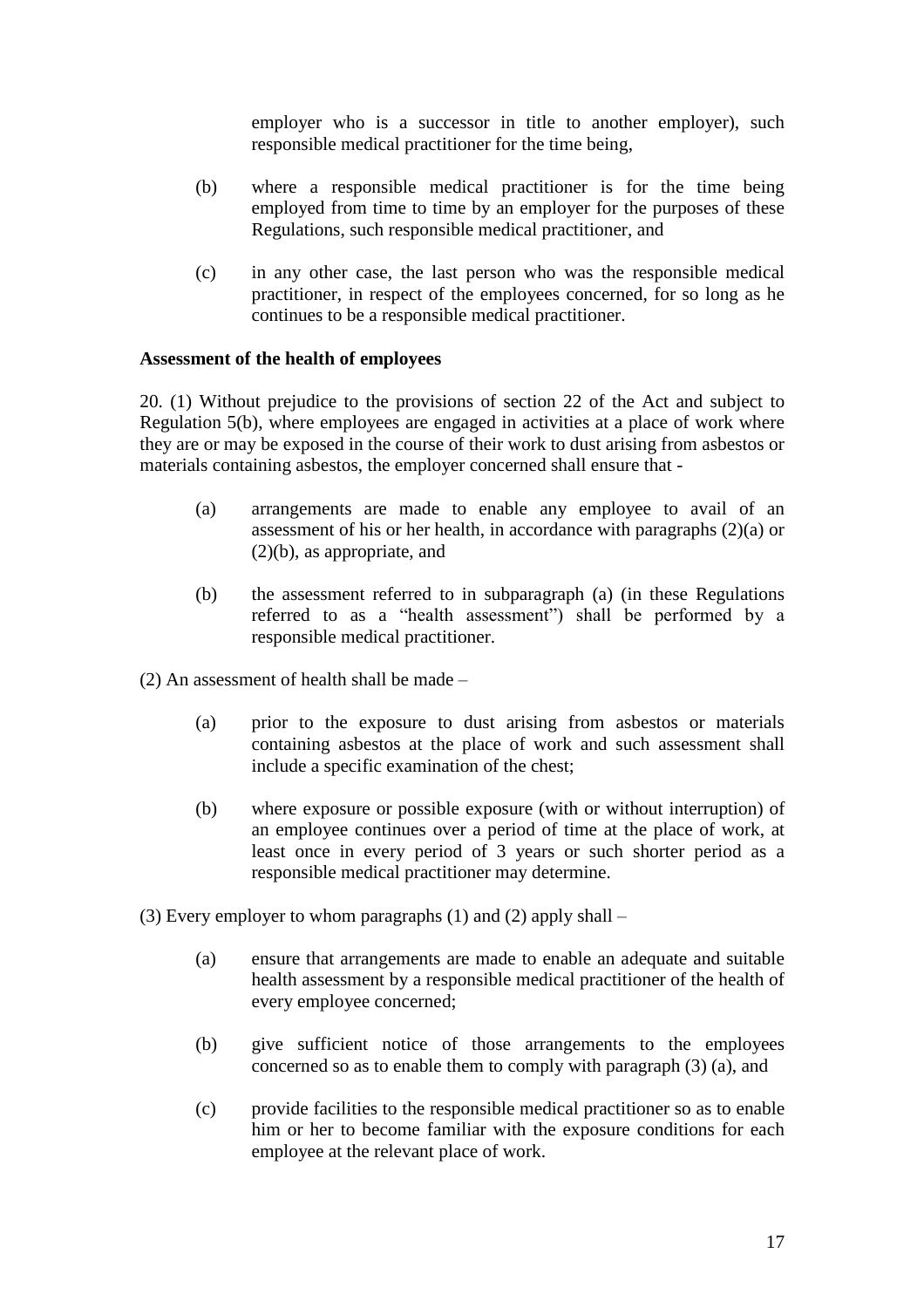employer who is a successor in title to another employer), such responsible medical practitioner for the time being,

(b) where a responsible medical practitioner is for the time being employed from time to time by an employer for the purposes of these Regulations, such responsible medical practitioner, and

(c) in any other case, the last person who was the responsible medical practitioner, in respect of the employees concerned, for so long as he continues to be a responsible medical practitioner.

**Assessment of the health of employees**

20. (1) Without prejudice to the provisions of section 22 of the Act and subject to Regulation 5(b), where employees are engaged in activities at a place of work where they are or may be exposed in the course of their work to dust arising from asbestos or materials containing asbestos, the employer concerned shall ensure that -

(a) arrangements are made to enable any employee to avail of an assessment of his or her health, in accordance with paragraphs (2)(a) or (2)(b), as appropriate, and

(b) the assessment referred to in subparagraph (a) (in these Regulations referred to as a "health assessment") shall be performed by a responsible medical practitioner.

(2) An assessment of health shall be made –

(a) prior to the exposure to dust arising from asbestos or materials containing asbestos at the place of work and such assessment shall include a specific examination of the chest;

(b) where exposure or possible exposure (with or without interruption) of an employee continues over a period of time at the place of work, at least once in every period of 3 years or such shorter period as a responsible medical practitioner may determine.

(3) Every employer to whom paragraphs (1) and (2) apply shall –

(a) ensure that arrangements are made to enable an adequate and suitable health assessment by a responsible medical practitioner of the health of every employee concerned;

(b) give sufficient notice of those arrangements to the employees concerned so as to enable them to comply with paragraph (3) (a), and

(c) provide facilities to the responsible medical practitioner so as to enable him or her to become familiar with the exposure conditions for each employee at the relevant place of work.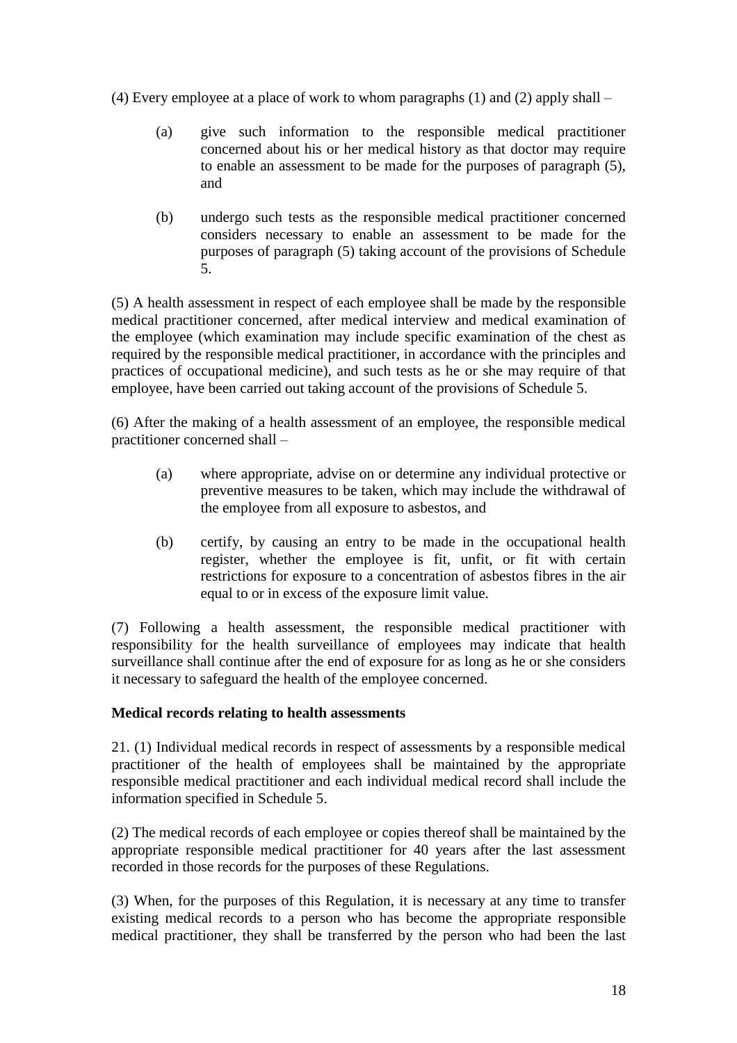(4) Every employee at a place of work to whom paragraphs (1) and (2) apply shall –

(a) give such information to the responsible medical practitioner concerned about his or her medical history as that doctor may require to enable an assessment to be made for the purposes of paragraph (5), and

(b) undergo such tests as the responsible medical practitioner concerned considers necessary to enable an assessment to be made for the purposes of paragraph (5) taking account of the provisions of Schedule 5.

(5) A health assessment in respect of each employee shall be made by the responsible medical practitioner concerned, after medical interview and medical examination of the employee (which examination may include specific examination of the chest as required by the responsible medical practitioner, in accordance with the principles and practices of occupational medicine), and such tests as he or she may require of that employee, have been carried out taking account of the provisions of Schedule 5.

(6) After the making of a health assessment of an employee, the responsible medical practitioner concerned shall –

(a) where appropriate, advise on or determine any individual protective or preventive measures to be taken, which may include the withdrawal of the employee from all exposure to asbestos, and

(b) certify, by causing an entry to be made in the occupational health register, whether the employee is fit, unfit, or fit with certain restrictions for exposure to a concentration of asbestos fibres in the air equal to or in excess of the exposure limit value.

(7) Following a health assessment, the responsible medical practitioner with responsibility for the health surveillance of employees may indicate that health surveillance shall continue after the end of exposure for as long as he or she considers it necessary to safeguard the health of the employee concerned.

**Medical records relating to health assessments**

21. (1) Individual medical records in respect of assessments by a responsible medical practitioner of the health of employees shall be maintained by the appropriate responsible medical practitioner and each individual medical record shall include the information specified in Schedule 5.

(2) The medical records of each employee or copies thereof shall be maintained by the appropriate responsible medical practitioner for 40 years after the last assessment recorded in those records for the purposes of these Regulations.

(3) When, for the purposes of this Regulation, it is necessary at any time to transfer existing medical records to a person who has become the appropriate responsible medical practitioner, they shall be transferred by the person who had been the last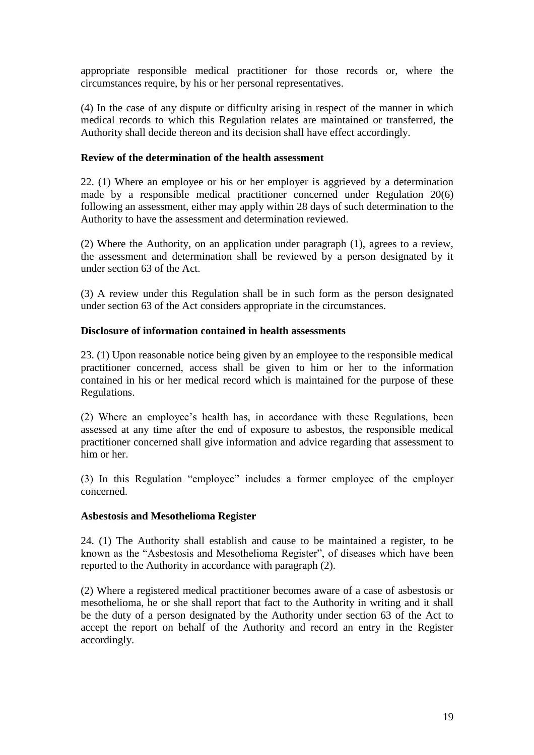appropriate responsible medical practitioner for those records or, where the circumstances require, by his or her personal representatives.

(4) In the case of any dispute or difficulty arising in respect of the manner in which medical records to which this Regulation relates are maintained or transferred, the Authority shall decide thereon and its decision shall have effect accordingly.

**Review of the determination of the health assessment**

22. (1) Where an employee or his or her employer is aggrieved by a determination made by a responsible medical practitioner concerned under Regulation 20(6) following an assessment, either may apply within 28 days of such determination to the Authority to have the assessment and determination reviewed.

(2) Where the Authority, on an application under paragraph (1), agrees to a review, the assessment and determination shall be reviewed by a person designated by it under section 63 of the Act.

(3) A review under this Regulation shall be in such form as the person designated under section 63 of the Act considers appropriate in the circumstances.

**Disclosure of information contained in health assessments**

23. (1) Upon reasonable notice being given by an employee to the responsible medical practitioner concerned, access shall be given to him or her to the information contained in his or her medical record which is maintained for the purpose of these Regulations.

(2) Where an employee's health has, in accordance with these Regulations, been assessed at any time after the end of exposure to asbestos, the responsible medical practitioner concerned shall give information and advice regarding that assessment to him or her.

(3) In this Regulation "employee" includes a former employee of the employer concerned.

**Asbestosis and Mesothelioma Register**

24. (1) The Authority shall establish and cause to be maintained a register, to be known as the "Asbestosis and Mesothelioma Register", of diseases which have been reported to the Authority in accordance with paragraph (2).

(2) Where a registered medical practitioner becomes aware of a case of asbestosis or mesothelioma, he or she shall report that fact to the Authority in writing and it shall be the duty of a person designated by the Authority under section 63 of the Act to accept the report on behalf of the Authority and record an entry in the Register accordingly.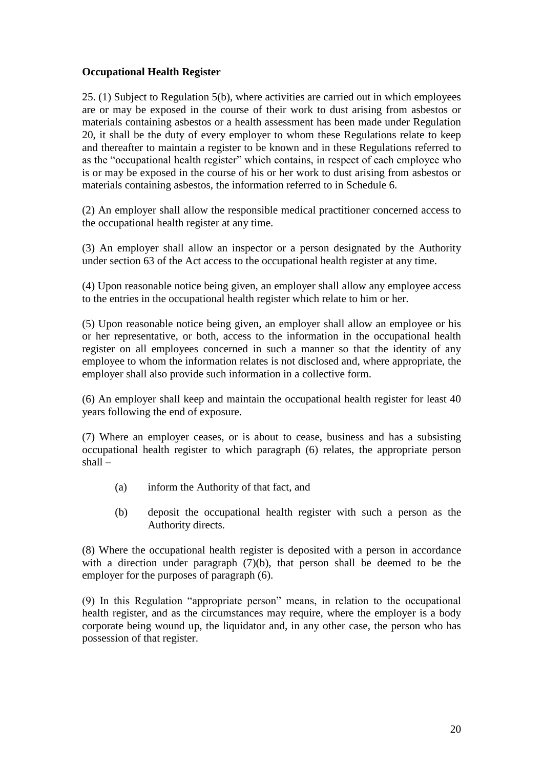**Occupational Health Register**

25. (1) Subject to Regulation 5(b), where activities are carried out in which employees are or may be exposed in the course of their work to dust arising from asbestos or materials containing asbestos or a health assessment has been made under Regulation 20, it shall be the duty of every employer to whom these Regulations relate to keep and thereafter to maintain a register to be known and in these Regulations referred to as the "occupational health register" which contains, in respect of each employee who is or may be exposed in the course of his or her work to dust arising from asbestos or materials containing asbestos, the information referred to in Schedule 6.

(2) An employer shall allow the responsible medical practitioner concerned access to the occupational health register at any time.

(3) An employer shall allow an inspector or a person designated by the Authority under section 63 of the Act access to the occupational health register at any time.

(4) Upon reasonable notice being given, an employer shall allow any employee access to the entries in the occupational health register which relate to him or her.

(5) Upon reasonable notice being given, an employer shall allow an employee or his or her representative, or both, access to the information in the occupational health register on all employees concerned in such a manner so that the identity of any employee to whom the information relates is not disclosed and, where appropriate, the employer shall also provide such information in a collective form.

(6) An employer shall keep and maintain the occupational health register for least 40 years following the end of exposure.

(7) Where an employer ceases, or is about to cease, business and has a subsisting occupational health register to which paragraph (6) relates, the appropriate person shall –

(a) inform the Authority of that fact, and

(b) deposit the occupational health register with such a person as the Authority directs.

(8) Where the occupational health register is deposited with a person in accordance with a direction under paragraph (7)(b), that person shall be deemed to be the employer for the purposes of paragraph (6).

(9) In this Regulation "appropriate person" means, in relation to the occupational health register, and as the circumstances may require, where the employer is a body corporate being wound up, the liquidator and, in any other case, the person who has possession of that register.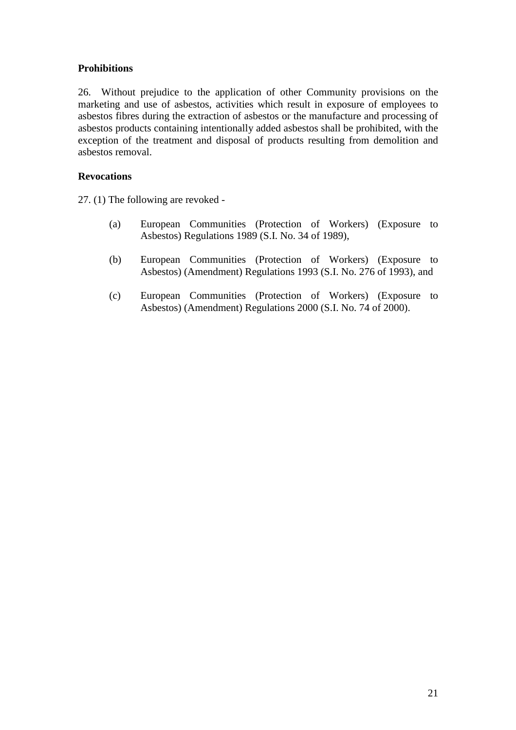**Prohibitions**

26. Without prejudice to the application of other Community provisions on the marketing and use of asbestos, activities which result in exposure of employees to asbestos fibres during the extraction of asbestos or the manufacture and processing of asbestos products containing intentionally added asbestos shall be prohibited, with the exception of the treatment and disposal of products resulting from demolition and asbestos removal.

**Revocations**

27. (1) The following are revoked -

(a) European Communities (Protection of Workers) (Exposure to Asbestos) Regulations 1989 (S.I. No. 34 of 1989),

(b) European Communities (Protection of Workers) (Exposure to Asbestos) (Amendment) Regulations 1993 (S.I. No. 276 of 1993), and

(c) European Communities (Protection of Workers) (Exposure to Asbestos) (Amendment) Regulations 2000 (S.I. No. 74 of 2000).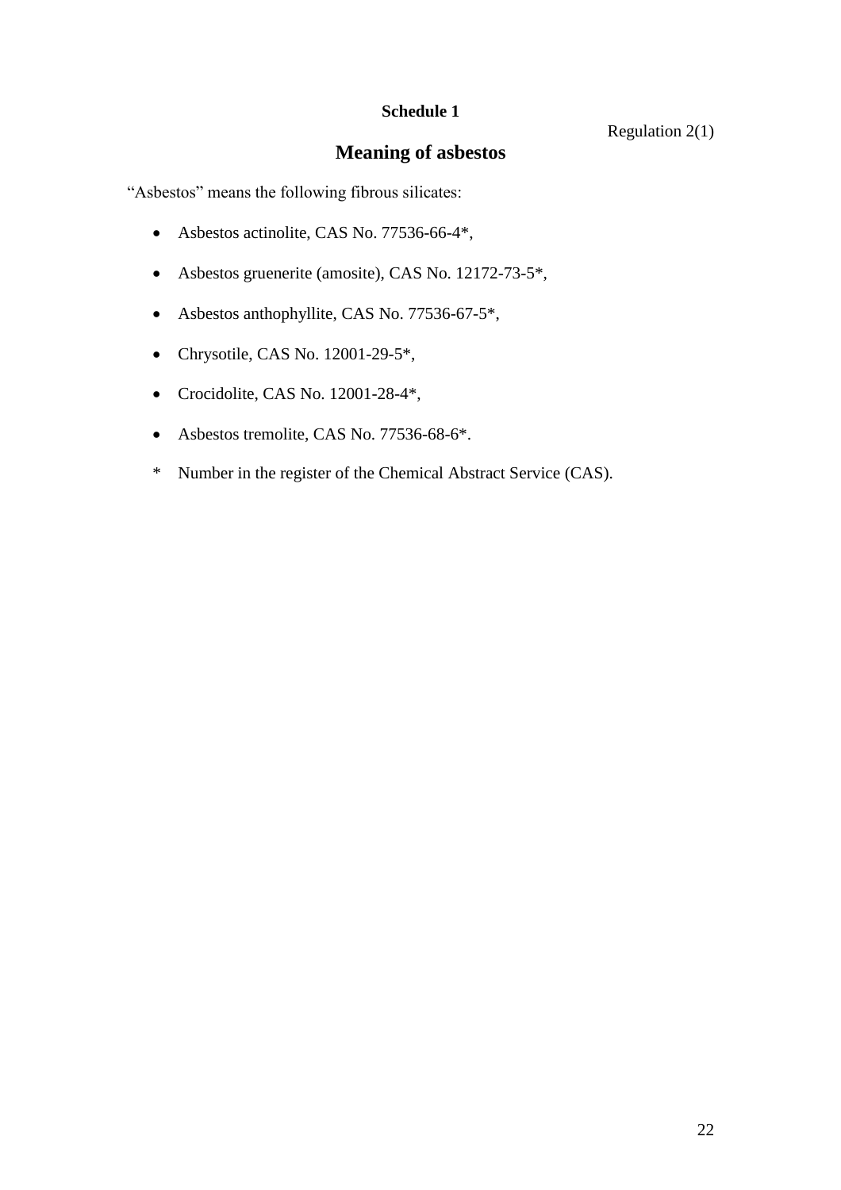**Schedule 1**

Regulation 2(1)

## Meaning of asbestos

"Asbestos" means the following fibrous silicates:

- Asbestos actinolite, CAS No. 77536-66-4*,
- Asbestos gruenerite (amosite), CAS No. 12172-73-5*,
- Asbestos anthophyllite, CAS No. 77536-67-5*,
- Chrysotile, CAS No. 12001-29-5*,
- Crocidolite, CAS No. 12001-28-4*,
- Asbestos tremolite, CAS No. 77536-68-6*.

\* Number in the register of the Chemical Abstract Service (CAS).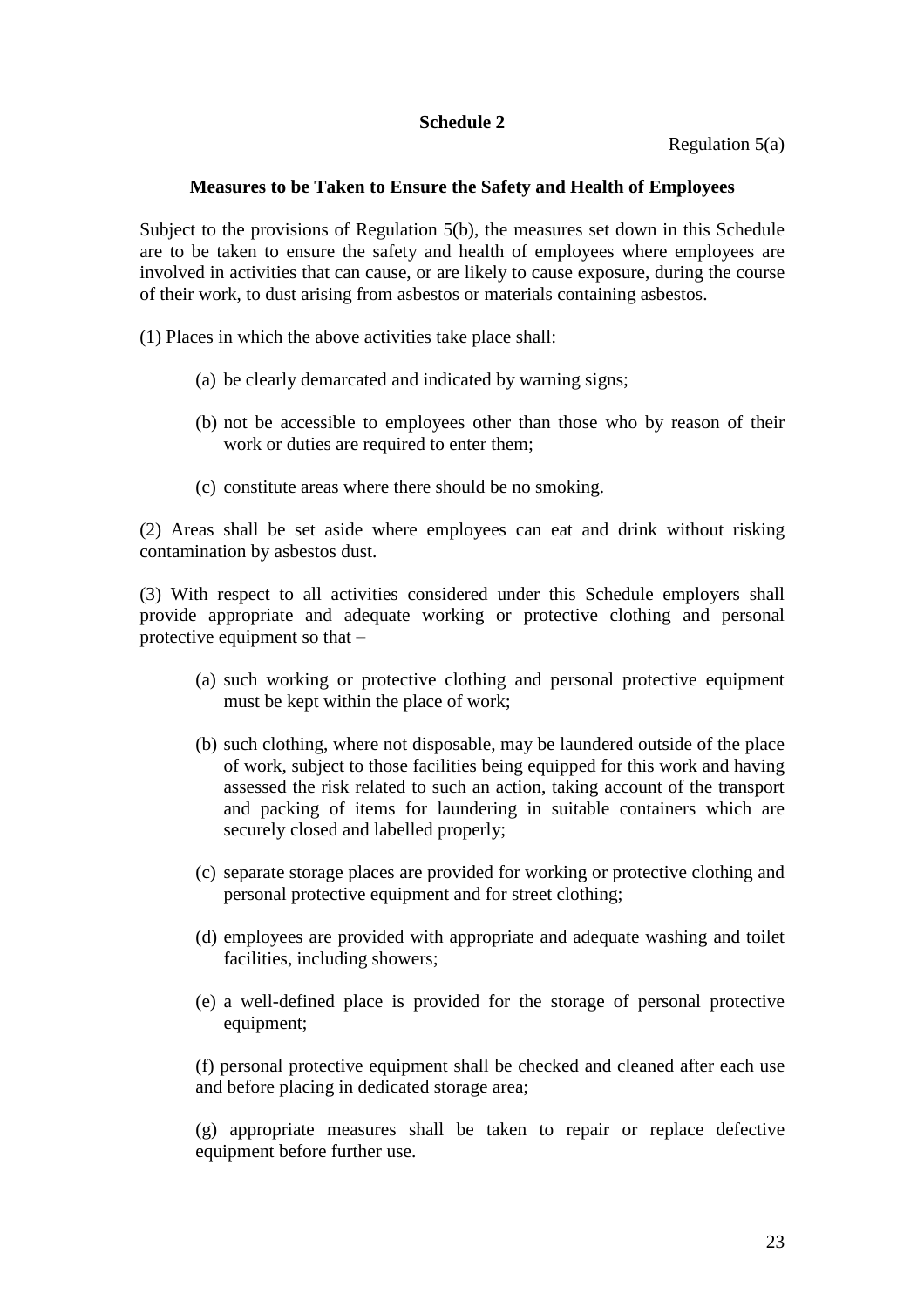## Schedule 2

Regulation 5(a)

### Measures to be Taken to Ensure the Safety and Health of Employees

Subject to the provisions of Regulation 5(b), the measures set down in this Schedule are to be taken to ensure the safety and health of employees where employees are involved in activities that can cause, or are likely to cause exposure, during the course of their work, to dust arising from asbestos or materials containing asbestos.

(1) Places in which the above activities take place shall:

- (a) be clearly demarcated and indicated by warning signs;
- (b) not be accessible to employees other than those who by reason of their work or duties are required to enter them;
- (c) constitute areas where there should be no smoking.

(2) Areas shall be set aside where employees can eat and drink without risking contamination by asbestos dust.

(3) With respect to all activities considered under this Schedule employers shall provide appropriate and adequate working or protective clothing and personal protective equipment so that –

- (a) such working or protective clothing and personal protective equipment must be kept within the place of work;
- (b) such clothing, where not disposable, may be laundered outside of the place of work, subject to those facilities being equipped for this work and having assessed the risk related to such an action, taking account of the transport and packing of items for laundering in suitable containers which are securely closed and labelled properly;
- (c) separate storage places are provided for working or protective clothing and personal protective equipment and for street clothing;
- (d) employees are provided with appropriate and adequate washing and toilet facilities, including showers;
- (e) a well-defined place is provided for the storage of personal protective equipment;
- (f) personal protective equipment shall be checked and cleaned after each use and before placing in dedicated storage area;
- (g) appropriate measures shall be taken to repair or replace defective equipment before further use.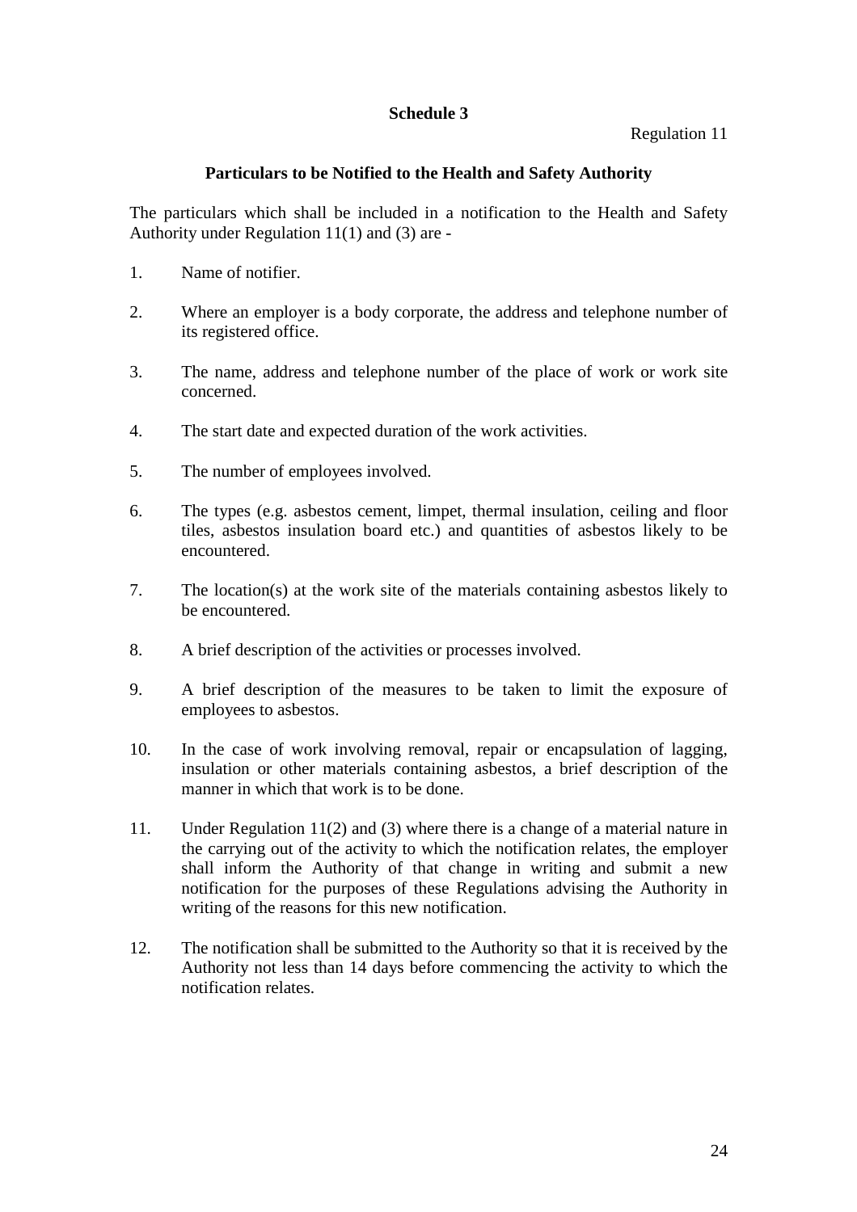## Schedule 3

Regulation 11

### Particulars to be Notified to the Health and Safety Authority

The particulars which shall be included in a notification to the Health and Safety Authority under Regulation 11(1) and (3) are -

1. Name of notifier.

2. Where an employer is a body corporate, the address and telephone number of its registered office.

3. The name, address and telephone number of the place of work or work site concerned.

4. The start date and expected duration of the work activities.

5. The number of employees involved.

6. The types (e.g. asbestos cement, limpet, thermal insulation, ceiling and floor tiles, asbestos insulation board etc.) and quantities of asbestos likely to be encountered.

7. The location(s) at the work site of the materials containing asbestos likely to be encountered.

8. A brief description of the activities or processes involved.

9. A brief description of the measures to be taken to limit the exposure of employees to asbestos.

10. In the case of work involving removal, repair or encapsulation of lagging, insulation or other materials containing asbestos, a brief description of the manner in which that work is to be done.

11. Under Regulation 11(2) and (3) where there is a change of a material nature in the carrying out of the activity to which the notification relates, the employer shall inform the Authority of that change in writing and submit a new notification for the purposes of these Regulations advising the Authority in writing of the reasons for this new notification.

12. The notification shall be submitted to the Authority so that it is received by the Authority not less than 14 days before commencing the activity to which the notification relates.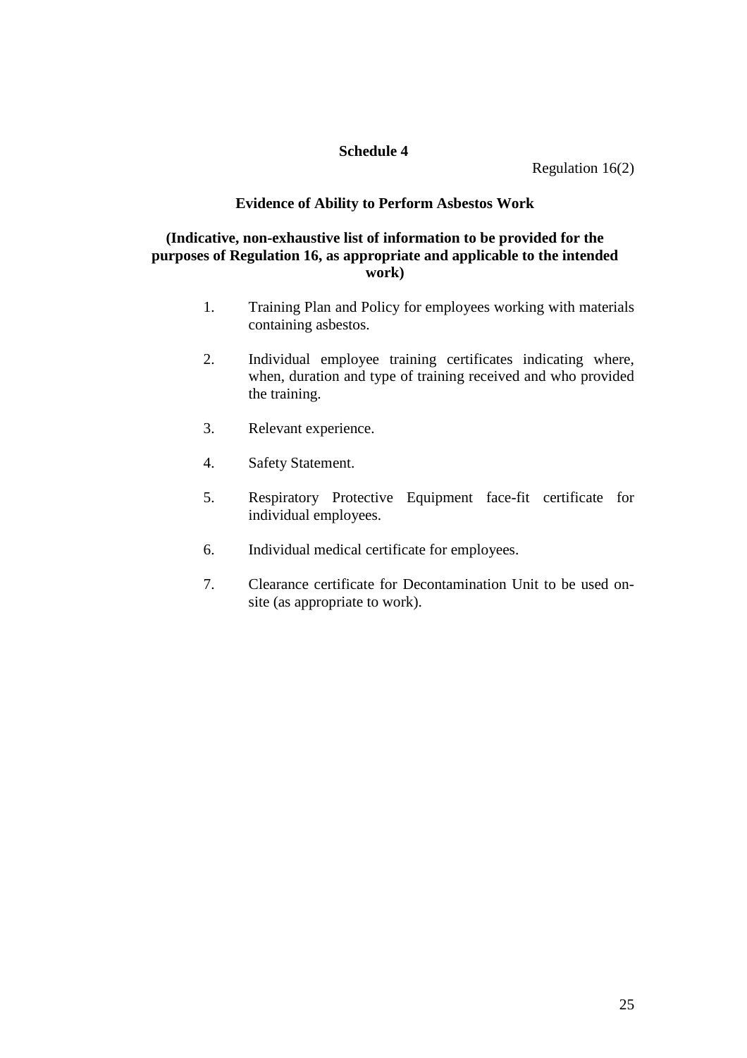## Schedule 4

Regulation 16(2)

### Evidence of Ability to Perform Asbestos Work

**(Indicative, non-exhaustive list of information to be provided for the purposes of Regulation 16, as appropriate and applicable to the intended work)**

1. Training Plan and Policy for employees working with materials containing asbestos.
2. Individual employee training certificates indicating where, when, duration and type of training received and who provided the training.
3. Relevant experience.
4. Safety Statement.
5. Respiratory Protective Equipment face-fit certificate for individual employees.
6. Individual medical certificate for employees.
7. Clearance certificate for Decontamination Unit to be used on-site (as appropriate to work).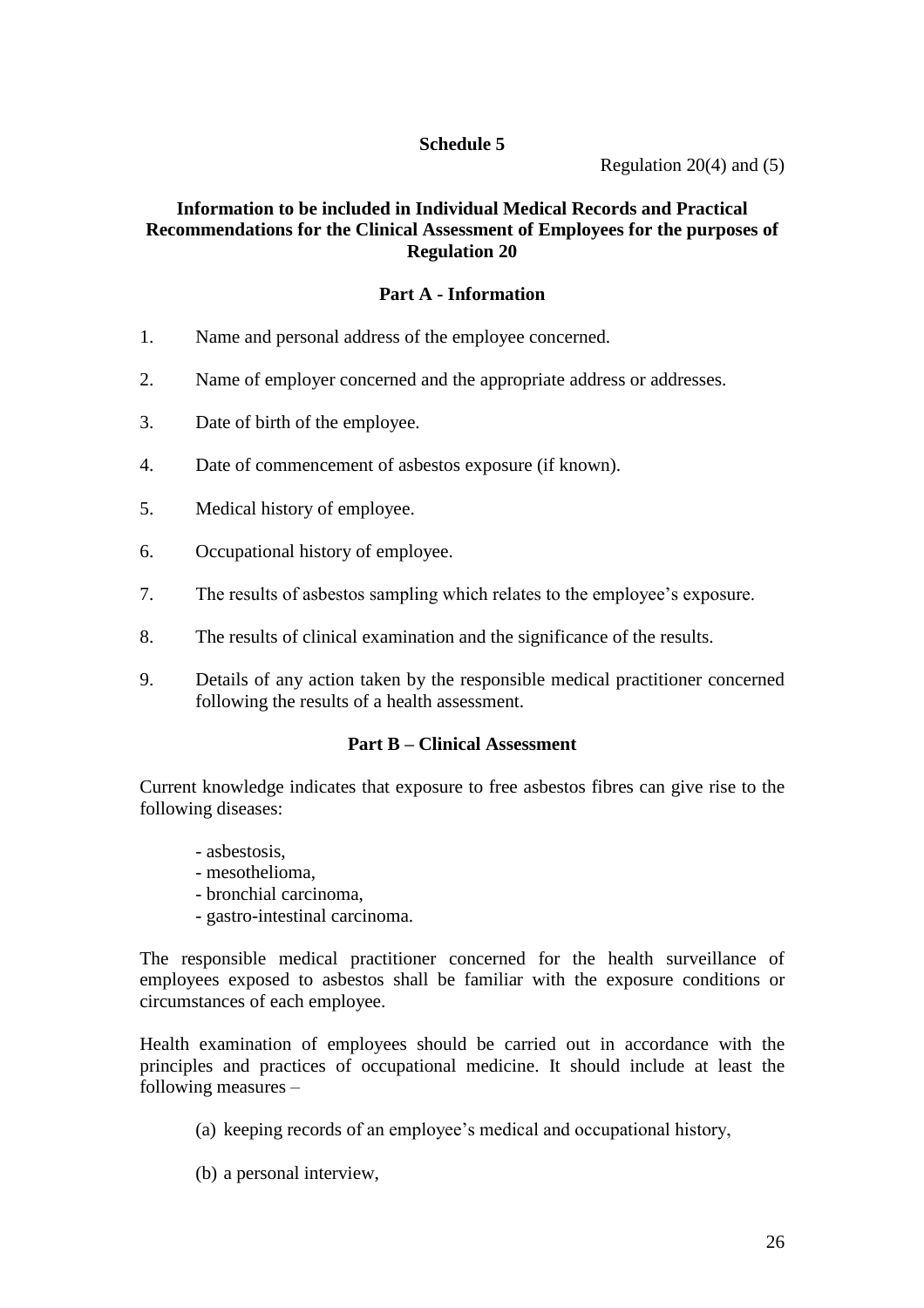## Schedule 5

Regulation 20(4) and (5)

### Information to be included in Individual Medical Records and Practical Recommendations for the Clinical Assessment of Employees for the purposes of Regulation 20

#### Part A - Information

1. Name and personal address of the employee concerned.

2. Name of employer concerned and the appropriate address or addresses.

3. Date of birth of the employee.

4. Date of commencement of asbestos exposure (if known).

5. Medical history of employee.

6. Occupational history of employee.

7. The results of asbestos sampling which relates to the employee's exposure.

8. The results of clinical examination and the significance of the results.

9. Details of any action taken by the responsible medical practitioner concerned following the results of a health assessment.

#### Part B – Clinical Assessment

Current knowledge indicates that exposure to free asbestos fibres can give rise to the following diseases:

- asbestosis,
- mesothelioma,
- bronchial carcinoma,
- gastro-intestinal carcinoma.

The responsible medical practitioner concerned for the health surveillance of employees exposed to asbestos shall be familiar with the exposure conditions or circumstances of each employee.

Health examination of employees should be carried out in accordance with the principles and practices of occupational medicine. It should include at least the following measures –

(a) keeping records of an employee's medical and occupational history,

(b) a personal interview,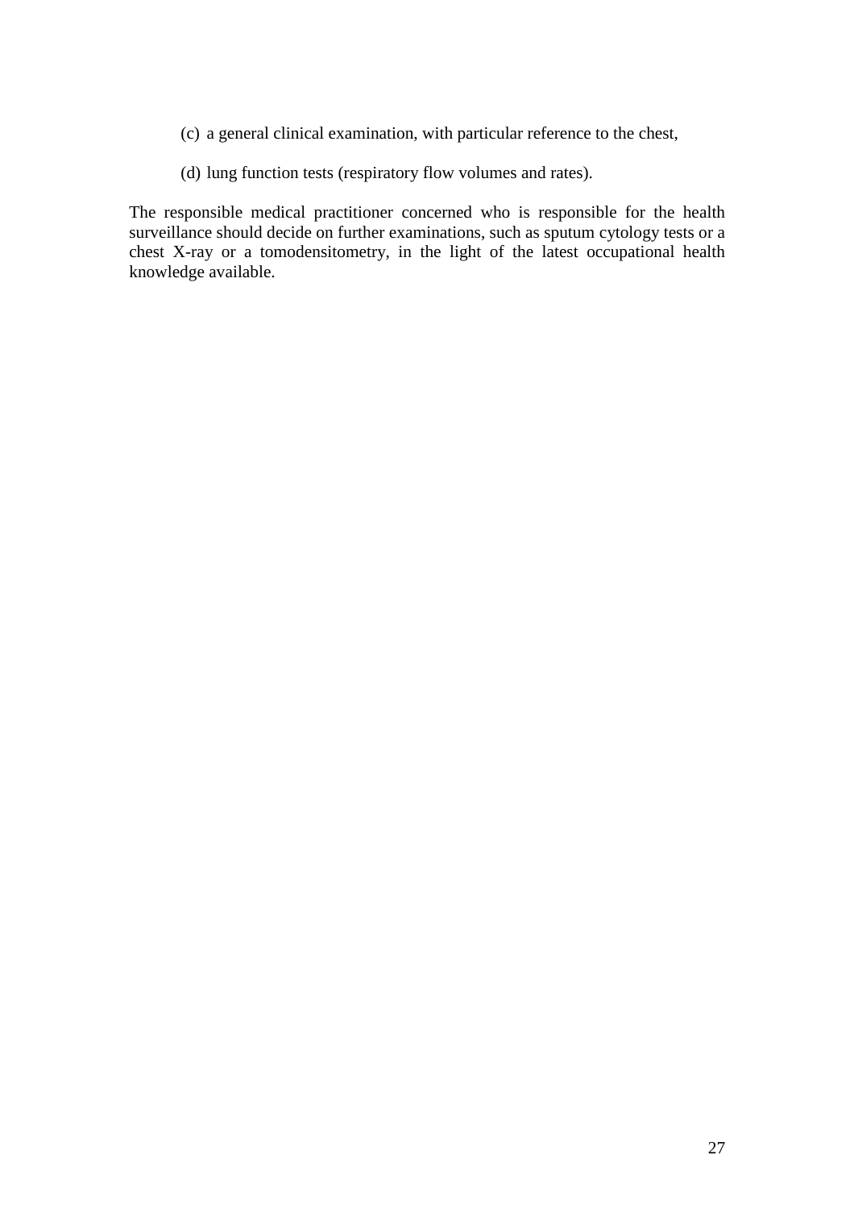(c) a general clinical examination, with particular reference to the chest,

(d) lung function tests (respiratory flow volumes and rates).

The responsible medical practitioner concerned who is responsible for the health surveillance should decide on further examinations, such as sputum cytology tests or a chest X-ray or a tomodensitometry, in the light of the latest occupational health knowledge available.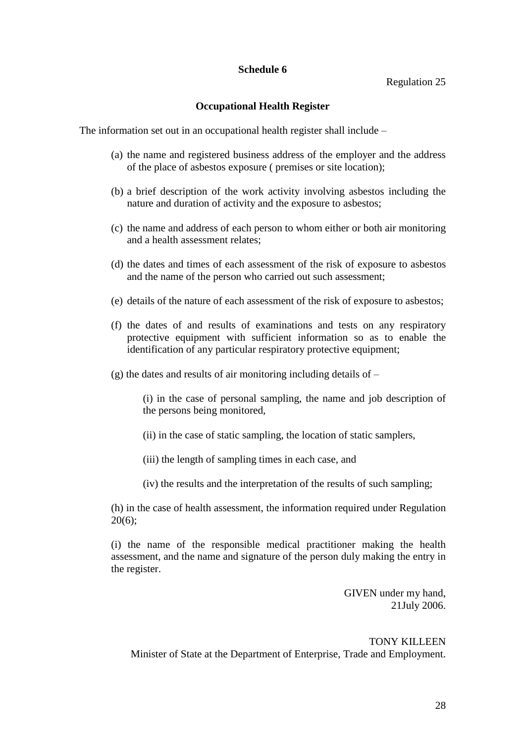## Schedule 6

Regulation 25

### Occupational Health Register

The information set out in an occupational health register shall include –

(a) the name and registered business address of the employer and the address of the place of asbestos exposure ( premises or site location);

(b) a brief description of the work activity involving asbestos including the nature and duration of activity and the exposure to asbestos;

(c) the name and address of each person to whom either or both air monitoring and a health assessment relates;

(d) the dates and times of each assessment of the risk of exposure to asbestos and the name of the person who carried out such assessment;

(e) details of the nature of each assessment of the risk of exposure to asbestos;

(f) the dates of and results of examinations and tests on any respiratory protective equipment with sufficient information so as to enable the identification of any particular respiratory protective equipment;

(g) the dates and results of air monitoring including details of –

(i) in the case of personal sampling, the name and job description of the persons being monitored,

(ii) in the case of static sampling, the location of static samplers,

(iii) the length of sampling times in each case, and

(iv) the results and the interpretation of the results of such sampling;

(h) in the case of health assessment, the information required under Regulation 20(6);

(i) the name of the responsible medical practitioner making the health assessment, and the name and signature of the person duly making the entry in the register.

GIVEN under my hand,
21July 2006.

TONY KILLEEN
Minister of State at the Department of Enterprise, Trade and Employment.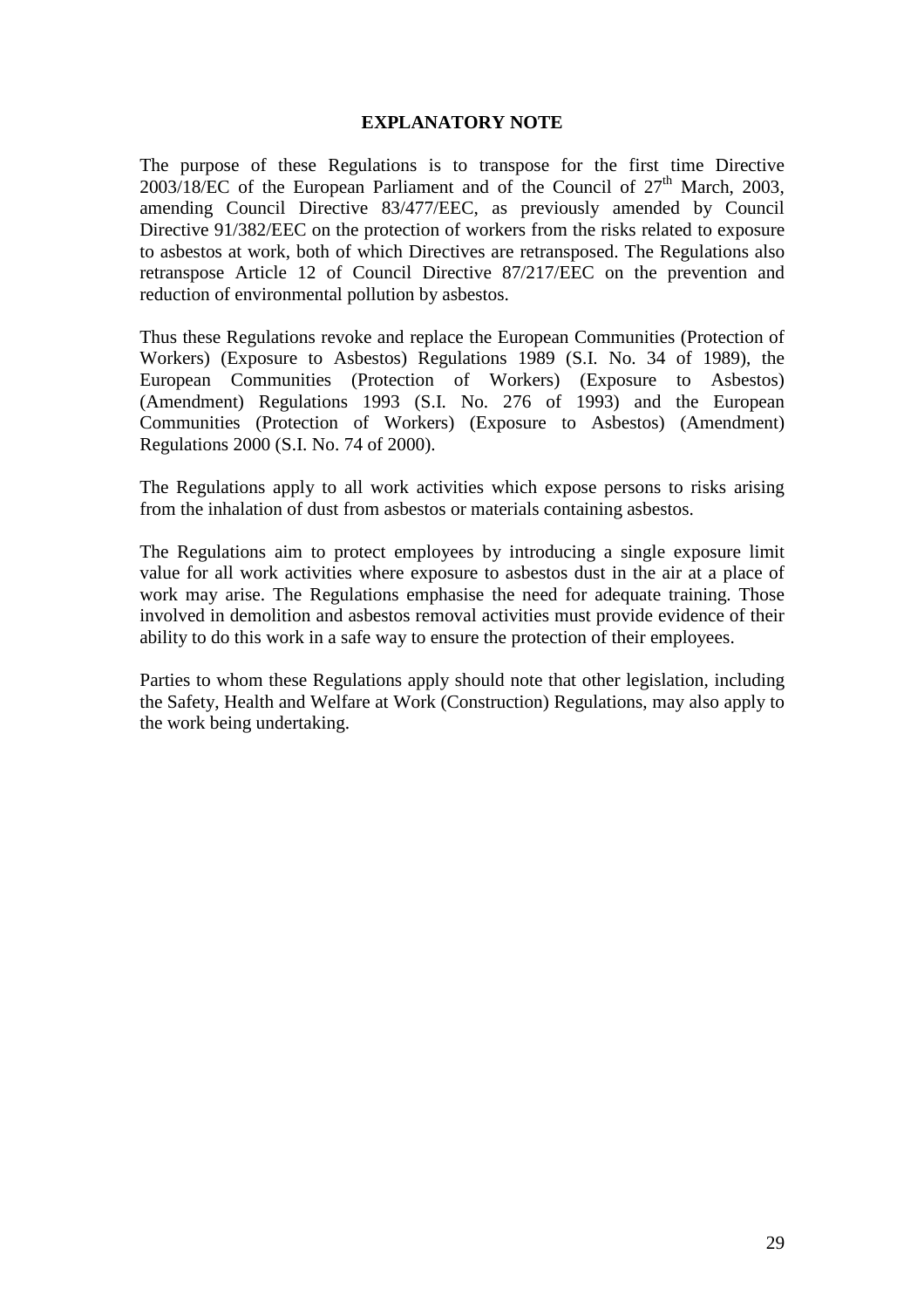# EXPLANATORY NOTE

The purpose of these Regulations is to transpose for the first time Directive 2003/18/EC of the European Parliament and of the Council of 27th March, 2003, amending Council Directive 83/477/EEC, as previously amended by Council Directive 91/382/EEC on the protection of workers from the risks related to exposure to asbestos at work, both of which Directives are retransposed. The Regulations also retranspose Article 12 of Council Directive 87/217/EEC on the prevention and reduction of environmental pollution by asbestos.

Thus these Regulations revoke and replace the European Communities (Protection of Workers) (Exposure to Asbestos) Regulations 1989 (S.I. No. 34 of 1989), the European Communities (Protection of Workers) (Exposure to Asbestos) (Amendment) Regulations 1993 (S.I. No. 276 of 1993) and the European Communities (Protection of Workers) (Exposure to Asbestos) (Amendment) Regulations 2000 (S.I. No. 74 of 2000).

The Regulations apply to all work activities which expose persons to risks arising from the inhalation of dust from asbestos or materials containing asbestos.

The Regulations aim to protect employees by introducing a single exposure limit value for all work activities where exposure to asbestos dust in the air at a place of work may arise. The Regulations emphasise the need for adequate training. Those involved in demolition and asbestos removal activities must provide evidence of their ability to do this work in a safe way to ensure the protection of their employees.

Parties to whom these Regulations apply should note that other legislation, including the Safety, Health and Welfare at Work (Construction) Regulations, may also apply to the work being undertaking.